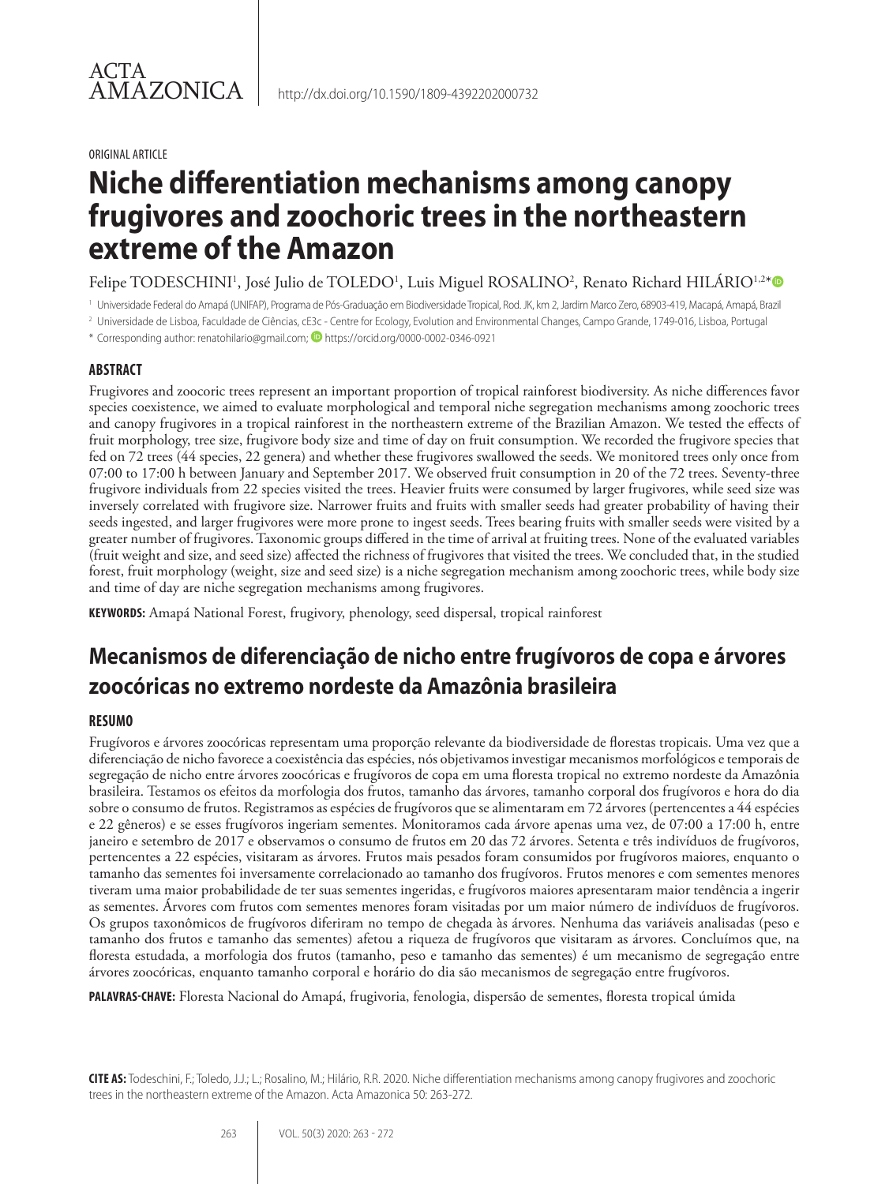ACTA AMAZONICA

http://dx.doi.org/10.1590/1809-4392202000732

ORIGINAL ARTICLE

# Niche differentiation mechanisms among canopy frugivores and zoochoric trees in the northeastern extreme of the Amazon

Felipe TODESCHINI[1], José Julio de TOLEDO[1], Luis Miguel ROSALINO[2], Renato Richard HILÁRIO[1,2]*

[1] Universidade Federal do Amapá (UNIFAP), Programa de Pós-Graduação em Biodiversidade Tropical, Rod. JK, km 2, Jardim Marco Zero, 68903-419, Macapá, Amapá, Brazil

[2] Universidade de Lisboa, Faculdade de Ciências, cE3c - Centre for Ecology, Evolution and Environmental Changes, Campo Grande, 1749-016, Lisboa, Portugal

* Corresponding author: renatohilario@gmail.com; https://orcid.org/0000-0002-0346-0921

## ABSTRACT

Frugivores and zoocoric trees represent an important proportion of tropical rainforest biodiversity. As niche differences favor species coexistence, we aimed to evaluate morphological and temporal niche segregation mechanisms among zoochoric trees and canopy frugivores in a tropical rainforest in the northeastern extreme of the Brazilian Amazon. We tested the effects of fruit morphology, tree size, frugivore body size and time of day on fruit consumption. We recorded the frugivore species that fed on 72 trees (44 species, 22 genera) and whether these frugivores swallowed the seeds. We monitored trees only once from 07:00 to 17:00 h between January and September 2017. We observed fruit consumption in 20 of the 72 trees. Seventy-three frugivore individuals from 22 species visited the trees. Heavier fruits were consumed by larger frugivores, while seed size was inversely correlated with frugivore size. Narrower fruits and fruits with smaller seeds had greater probability of having their seeds ingested, and larger frugivores were more prone to ingest seeds. Trees bearing fruits with smaller seeds were visited by a greater number of frugivores. Taxonomic groups differed in the time of arrival at fruiting trees. None of the evaluated variables (fruit weight and size, and seed size) affected the richness of frugivores that visited the trees. We concluded that, in the studied forest, fruit morphology (weight, size and seed size) is a niche segregation mechanism among zoochoric trees, while body size and time of day are niche segregation mechanisms among frugivores.

**KEYWORDS:** Amapá National Forest, frugivory, phenology, seed dispersal, tropical rainforest

# Mecanismos de diferenciação de nicho entre frugívoros de copa e árvores zoocóricas no extremo nordeste da Amazônia brasileira

## RESUMO

Frugívoros e árvores zoocóricas representam uma proporção relevante da biodiversidade de florestas tropicais. Uma vez que a diferenciação de nicho favorece a coexistência das espécies, nós objetivamos investigar mecanismos morfológicos e temporais de segregação de nicho entre árvores zoocóricas e frugívoros de copa em uma floresta tropical no extremo nordeste da Amazônia brasileira. Testamos os efeitos da morfologia dos frutos, tamanho das árvores, tamanho corporal dos frugívoros e hora do dia sobre o consumo de frutos. Registramos as espécies de frugívoros que se alimentaram em 72 árvores (pertencentes a 44 espécies e 22 gêneros) e se esses frugívoros ingeriam sementes. Monitoramos cada árvore apenas uma vez, de 07:00 a 17:00 h, entre janeiro e setembro de 2017 e observamos o consumo de frutos em 20 das 72 árvores. Setenta e três indivíduos de frugívoros, pertencentes a 22 espécies, visitaram as árvores. Frutos mais pesados foram consumidos por frugívoros maiores, enquanto o tamanho das sementes foi inversamente correlacionado ao tamanho dos frugívoros. Frutos menores e com sementes menores tiveram uma maior probabilidade de ter suas sementes ingeridas, e frugívoros maiores apresentaram maior tendência a ingerir as sementes. Árvores com frutos com sementes menores foram visitadas por um maior número de indivíduos de frugívoros. Os grupos taxonômicos de frugívoros diferiram no tempo de chegada às árvores. Nenhuma das variáveis analisadas (peso e tamanho dos frutos e tamanho das sementes) afetou a riqueza de frugívoros que visitaram as árvores. Concluímos que, na floresta estudada, a morfologia dos frutos (tamanho, peso e tamanho das sementes) é um mecanismo de segregação entre árvores zoocóricas, enquanto tamanho corporal e horário do dia são mecanismos de segregação entre frugívoros.

**PALAVRAS-CHAVE:** Floresta Nacional do Amapá, frugivoria, fenologia, dispersão de sementes, floresta tropical úmida

**CITE AS:** Todeschini, F.; Toledo, J.J.; L.; Rosalino, M.; Hilário, R.R. 2020. Niche differentiation mechanisms among canopy frugivores and zoochoric trees in the northeastern extreme of the Amazon. Acta Amazonica 50: 263-272.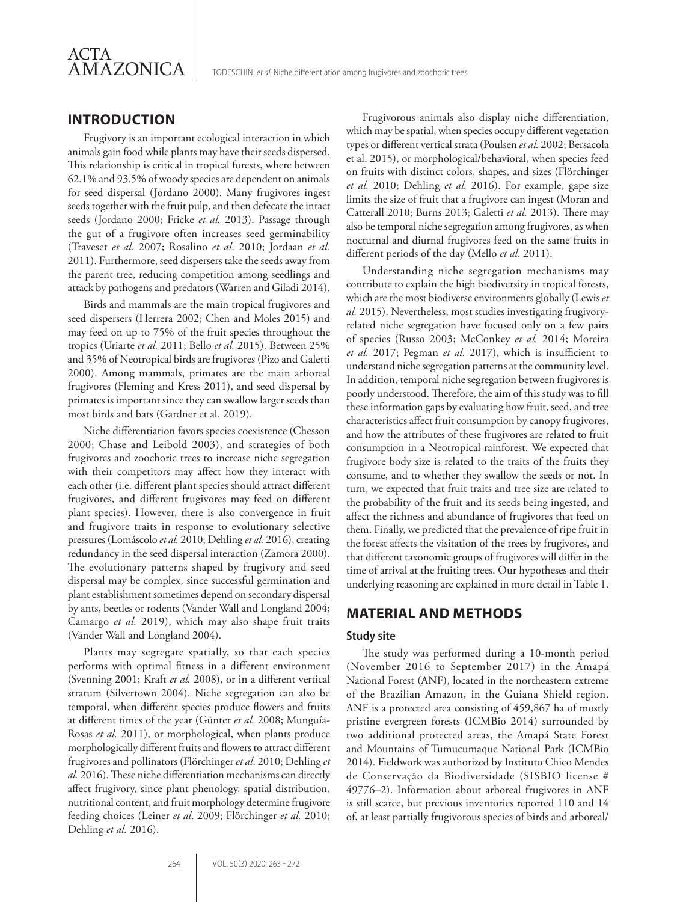## INTRODUCTION

Frugivory is an important ecological interaction in which animals gain food while plants may have their seeds dispersed. This relationship is critical in tropical forests, where between 62.1% and 93.5% of woody species are dependent on animals for seed dispersal (Jordano 2000). Many frugivores ingest seeds together with the fruit pulp, and then defecate the intact seeds (Jordano 2000; Fricke *et al.* 2013). Passage through the gut of a frugivore often increases seed germinability (Traveset *et al.* 2007; Rosalino *et al*. 2010; Jordaan *et al.* 2011). Furthermore, seed dispersers take the seeds away from the parent tree, reducing competition among seedlings and attack by pathogens and predators (Warren and Giladi 2014).

Birds and mammals are the main tropical frugivores and seed dispersers (Herrera 2002; Chen and Moles 2015) and may feed on up to 75% of the fruit species throughout the tropics (Uriarte *et al.* 2011; Bello *et al.* 2015). Between 25% and 35% of Neotropical birds are frugivores (Pizo and Galetti 2000). Among mammals, primates are the main arboreal frugivores (Fleming and Kress 2011), and seed dispersal by primates is important since they can swallow larger seeds than most birds and bats (Gardner et al. 2019).

Niche differentiation favors species coexistence (Chesson 2000; Chase and Leibold 2003), and strategies of both frugivores and zoochoric trees to increase niche segregation with their competitors may affect how they interact with each other (i.e. different plant species should attract different frugivores, and different frugivores may feed on different plant species). However, there is also convergence in fruit and frugivore traits in response to evolutionary selective pressures (Lomáscolo *et al.* 2010; Dehling *et al.* 2016), creating redundancy in the seed dispersal interaction (Zamora 2000). The evolutionary patterns shaped by frugivory and seed dispersal may be complex, since successful germination and plant establishment sometimes depend on secondary dispersal by ants, beetles or rodents (Vander Wall and Longland 2004; Camargo *et al.* 2019), which may also shape fruit traits (Vander Wall and Longland 2004).

Plants may segregate spatially, so that each species performs with optimal fitness in a different environment (Svenning 2001; Kraft *et al.* 2008), or in a different vertical stratum (Silvertown 2004). Niche segregation can also be temporal, when different species produce flowers and fruits at different times of the year (Günter *et al.* 2008; Munguía-Rosas *et al.* 2011), or morphological, when plants produce morphologically different fruits and flowers to attract different frugivores and pollinators (Flörchinger *et al*. 2010; Dehling *et al.* 2016). These niche differentiation mechanisms can directly affect frugivory, since plant phenology, spatial distribution, nutritional content, and fruit morphology determine frugivore feeding choices (Leiner *et al*. 2009; Flörchinger *et al.* 2010; Dehling *et al.* 2016).

Frugivorous animals also display niche differentiation, which may be spatial, when species occupy different vegetation types or different vertical strata (Poulsen *et al.* 2002; Bersacola et al. 2015), or morphological/behavioral, when species feed on fruits with distinct colors, shapes, and sizes (Flörchinger *et al.* 2010; Dehling *et al.* 2016). For example, gape size limits the size of fruit that a frugivore can ingest (Moran and Catterall 2010; Burns 2013; Galetti *et al.* 2013). There may also be temporal niche segregation among frugivores, as when nocturnal and diurnal frugivores feed on the same fruits in different periods of the day (Mello *et al*. 2011).

Understanding niche segregation mechanisms may contribute to explain the high biodiversity in tropical forests, which are the most biodiverse environments globally (Lewis *et al.* 2015). Nevertheless, most studies investigating frugivory-related niche segregation have focused only on a few pairs of species (Russo 2003; McConkey *et al.* 2014; Moreira *et al.* 2017; Pegman *et al.* 2017), which is insufficient to understand niche segregation patterns at the community level. In addition, temporal niche segregation between frugivores is poorly understood. Therefore, the aim of this study was to fill these information gaps by evaluating how fruit, seed, and tree characteristics affect fruit consumption by canopy frugivores, and how the attributes of these frugivores are related to fruit consumption in a Neotropical rainforest. We expected that frugivore body size is related to the traits of the fruits they consume, and to whether they swallow the seeds or not. In turn, we expected that fruit traits and tree size are related to the probability of the fruit and its seeds being ingested, and affect the richness and abundance of frugivores that feed on them. Finally, we predicted that the prevalence of ripe fruit in the forest affects the visitation of the trees by frugivores, and that different taxonomic groups of frugivores will differ in the time of arrival at the fruiting trees. Our hypotheses and their underlying reasoning are explained in more detail in Table 1.

## MATERIAL AND METHODS

### Study site

The study was performed during a 10-month period (November 2016 to September 2017) in the Amapá National Forest (ANF), located in the northeastern extreme of the Brazilian Amazon, in the Guiana Shield region. ANF is a protected area consisting of 459,867 ha of mostly pristine evergreen forests (ICMBio 2014) surrounded by two additional protected areas, the Amapá State Forest and Mountains of Tumucumaque National Park (ICMBio 2014). Fieldwork was authorized by Instituto Chico Mendes de Conservação da Biodiversidade (SISBIO license # 49776–2). Information about arboreal frugivores in ANF is still scarce, but previous inventories reported 110 and 14 of, at least partially frugivorous species of birds and arboreal/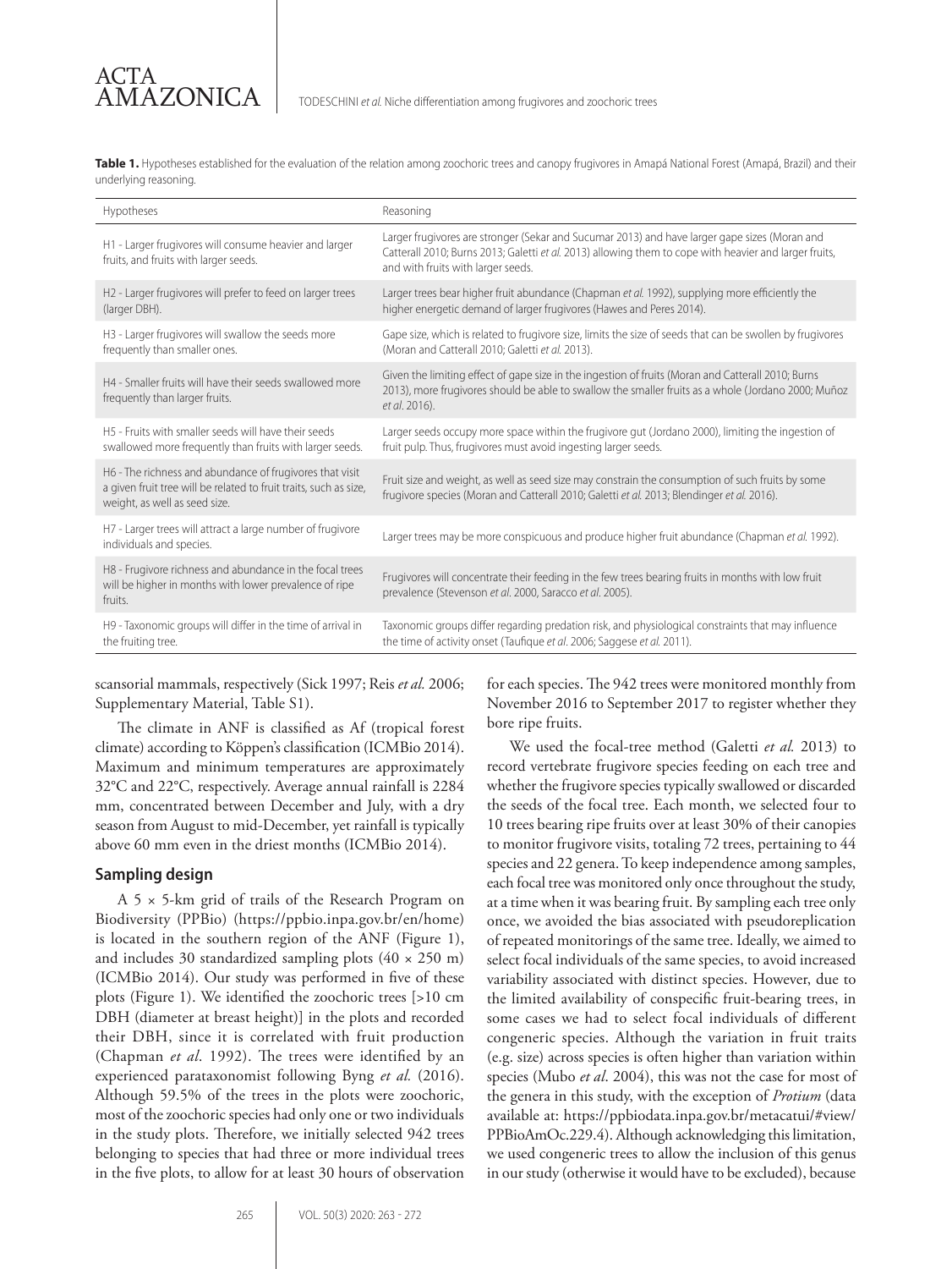**Table 1.** Hypotheses established for the evaluation of the relation among zoochoric trees and canopy frugivores in Amapá National Forest (Amapá, Brazil) and their underlying reasoning.

| Hypotheses | Reasoning |
|---|---|
| H1 - Larger frugivores will consume heavier and larger fruits, and fruits with larger seeds. | Larger frugivores are stronger (Sekar and Sucumar 2013) and have larger gape sizes (Moran and Catterall 2010; Burns 2013; Galetti *et al.* 2013) allowing them to cope with heavier and larger fruits, and with fruits with larger seeds. |
| H2 - Larger frugivores will prefer to feed on larger trees (larger DBH). | Larger trees bear higher fruit abundance (Chapman *et al.* 1992), supplying more efficiently the higher energetic demand of larger frugivores (Hawes and Peres 2014). |
| H3 - Larger frugivores will swallow the seeds more frequently than smaller ones. | Gape size, which is related to frugivore size, limits the size of seeds that can be swollen by frugivores (Moran and Catterall 2010; Galetti *et al.* 2013). |
| H4 - Smaller fruits will have their seeds swallowed more frequently than larger fruits. | Given the limiting effect of gape size in the ingestion of fruits (Moran and Catterall 2010; Burns 2013), more frugivores should be able to swallow the smaller fruits as a whole (Jordano 2000; Muñoz *et al*. 2016). |
| H5 - Fruits with smaller seeds will have their seeds swallowed more frequently than fruits with larger seeds. | Larger seeds occupy more space within the frugivore gut (Jordano 2000), limiting the ingestion of fruit pulp. Thus, frugivores must avoid ingesting larger seeds. |
| H6 - The richness and abundance of frugivores that visit a given fruit tree will be related to fruit traits, such as size, weight, as well as seed size. | Fruit size and weight, as well as seed size may constrain the consumption of such fruits by some frugivore species (Moran and Catterall 2010; Galetti *et al.* 2013; Blendinger *et al.* 2016). |
| H7 - Larger trees will attract a large number of frugivore individuals and species. | Larger trees may be more conspicuous and produce higher fruit abundance (Chapman *et al.* 1992). |
| H8 - Frugivore richness and abundance in the focal trees will be higher in months with lower prevalence of ripe fruits. | Frugivores will concentrate their feeding in the few trees bearing fruits in months with low fruit prevalence (Stevenson *et al*. 2000, Saracco *et al*. 2005). |
| H9 - Taxonomic groups will differ in the time of arrival in the fruiting tree. | Taxonomic groups differ regarding predation risk, and physiological constraints that may influence the time of activity onset (Taufique *et al*. 2006; Saggese *et al.* 2011). |

scansorial mammals, respectively (Sick 1997; Reis *et al.* 2006; Supplementary Material, Table S1).

The climate in ANF is classified as Af (tropical forest climate) according to Köppen's classification (ICMBio 2014). Maximum and minimum temperatures are approximately 32°C and 22°C, respectively. Average annual rainfall is 2284 mm, concentrated between December and July, with a dry season from August to mid-December, yet rainfall is typically above 60 mm even in the driest months (ICMBio 2014).

## Sampling design

A 5 × 5-km grid of trails of the Research Program on Biodiversity (PPBio) (https://ppbio.inpa.gov.br/en/home) is located in the southern region of the ANF (Figure 1), and includes 30 standardized sampling plots (40 × 250 m) (ICMBio 2014). Our study was performed in five of these plots (Figure 1). We identified the zoochoric trees [>10 cm DBH (diameter at breast height)] in the plots and recorded their DBH, since it is correlated with fruit production (Chapman *et al*. 1992). The trees were identified by an experienced parataxonomist following Byng *et al.* (2016). Although 59.5% of the trees in the plots were zoochoric, most of the zoochoric species had only one or two individuals in the study plots. Therefore, we initially selected 942 trees belonging to species that had three or more individual trees in the five plots, to allow for at least 30 hours of observation for each species. The 942 trees were monitored monthly from November 2016 to September 2017 to register whether they bore ripe fruits.

We used the focal-tree method (Galetti *et al.* 2013) to record vertebrate frugivore species feeding on each tree and whether the frugivore species typically swallowed or discarded the seeds of the focal tree. Each month, we selected four to 10 trees bearing ripe fruits over at least 30% of their canopies to monitor frugivore visits, totaling 72 trees, pertaining to 44 species and 22 genera. To keep independence among samples, each focal tree was monitored only once throughout the study, at a time when it was bearing fruit. By sampling each tree only once, we avoided the bias associated with pseudoreplication of repeated monitorings of the same tree. Ideally, we aimed to select focal individuals of the same species, to avoid increased variability associated with distinct species. However, due to the limited availability of conspecific fruit-bearing trees, in some cases we had to select focal individuals of different congeneric species. Although the variation in fruit traits (e.g. size) across species is often higher than variation within species (Mubo *et al*. 2004), this was not the case for most of the genera in this study, with the exception of *Protium* (data available at: https://ppbiodata.inpa.gov.br/metacatui/#view/PPBioAmOc.229.4). Although acknowledging this limitation, we used congeneric trees to allow the inclusion of this genus in our study (otherwise it would have to be excluded), because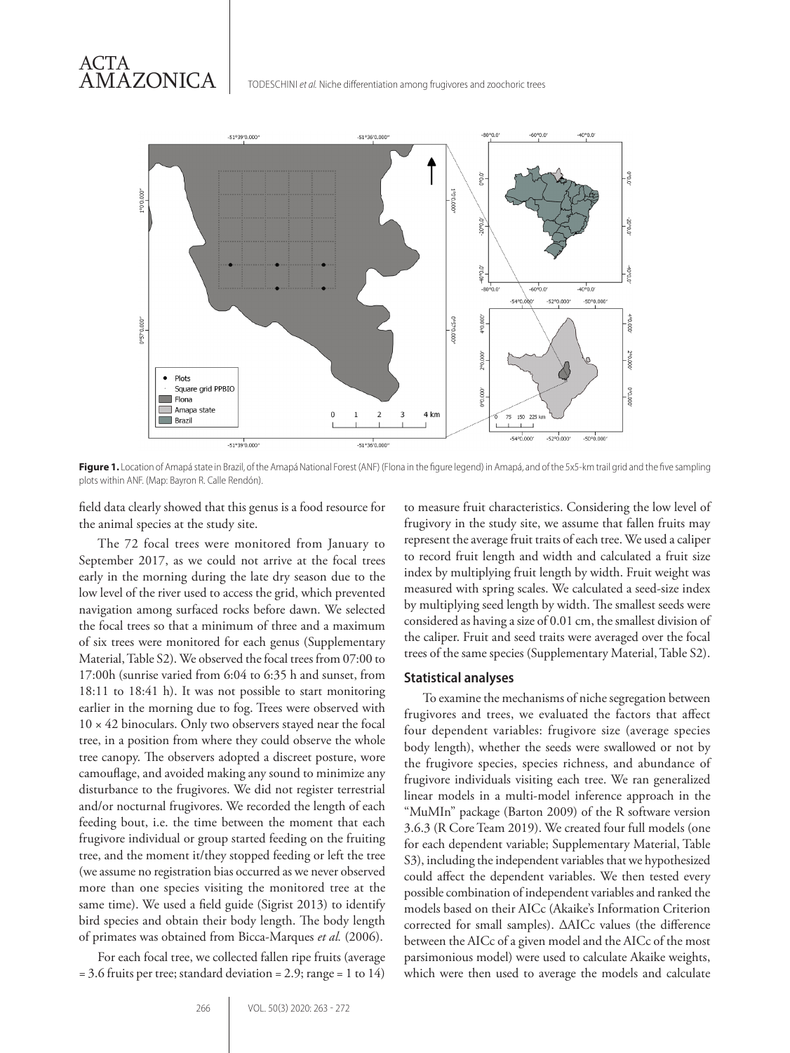**Figure 1.** Location of Amapá state in Brazil, of the Amapá National Forest (ANF) (Flona in the figure legend) in Amapá, and of the 5x5-km trail grid and the five sampling plots within ANF. (Map: Bayron R. Calle Rendón).

field data clearly showed that this genus is a food resource for the animal species at the study site.

The 72 focal trees were monitored from January to September 2017, as we could not arrive at the focal trees early in the morning during the late dry season due to the low level of the river used to access the grid, which prevented navigation among surfaced rocks before dawn. We selected the focal trees so that a minimum of three and a maximum of six trees were monitored for each genus (Supplementary Material, Table S2). We observed the focal trees from 07:00 to 17:00h (sunrise varied from 6:04 to 6:35 h and sunset, from 18:11 to 18:41 h). It was not possible to start monitoring earlier in the morning due to fog. Trees were observed with 10 × 42 binoculars. Only two observers stayed near the focal tree, in a position from where they could observe the whole tree canopy. The observers adopted a discreet posture, wore camouflage, and avoided making any sound to minimize any disturbance to the frugivores. We did not register terrestrial and/or nocturnal frugivores. We recorded the length of each feeding bout, i.e. the time between the moment that each frugivore individual or group started feeding on the fruiting tree, and the moment it/they stopped feeding or left the tree (we assume no registration bias occurred as we never observed more than one species visiting the monitored tree at the same time). We used a field guide (Sigrist 2013) to identify bird species and obtain their body length. The body length of primates was obtained from Bicca-Marques *et al.* (2006).

For each focal tree, we collected fallen ripe fruits (average = 3.6 fruits per tree; standard deviation = 2.9; range = 1 to 14) to measure fruit characteristics. Considering the low level of frugivory in the study site, we assume that fallen fruits may represent the average fruit traits of each tree. We used a caliper to record fruit length and width and calculated a fruit size index by multiplying fruit length by width. Fruit weight was measured with spring scales. We calculated a seed-size index by multiplying seed length by width. The smallest seeds were considered as having a size of 0.01 cm, the smallest division of the caliper. Fruit and seed traits were averaged over the focal trees of the same species (Supplementary Material, Table S2).

## Statistical analyses

To examine the mechanisms of niche segregation between frugivores and trees, we evaluated the factors that affect four dependent variables: frugivore size (average species body length), whether the seeds were swallowed or not by the frugivore species, species richness, and abundance of frugivore individuals visiting each tree. We ran generalized linear models in a multi-model inference approach in the "MuMIn" package (Barton 2009) of the R software version 3.6.3 (R Core Team 2019). We created four full models (one for each dependent variable; Supplementary Material, Table S3), including the independent variables that we hypothesized could affect the dependent variables. We then tested every possible combination of independent variables and ranked the models based on their AICc (Akaike's Information Criterion corrected for small samples). ΔAICc values (the difference between the AICc of a given model and the AICc of the most parsimonious model) were used to calculate Akaike weights, which were then used to average the models and calculate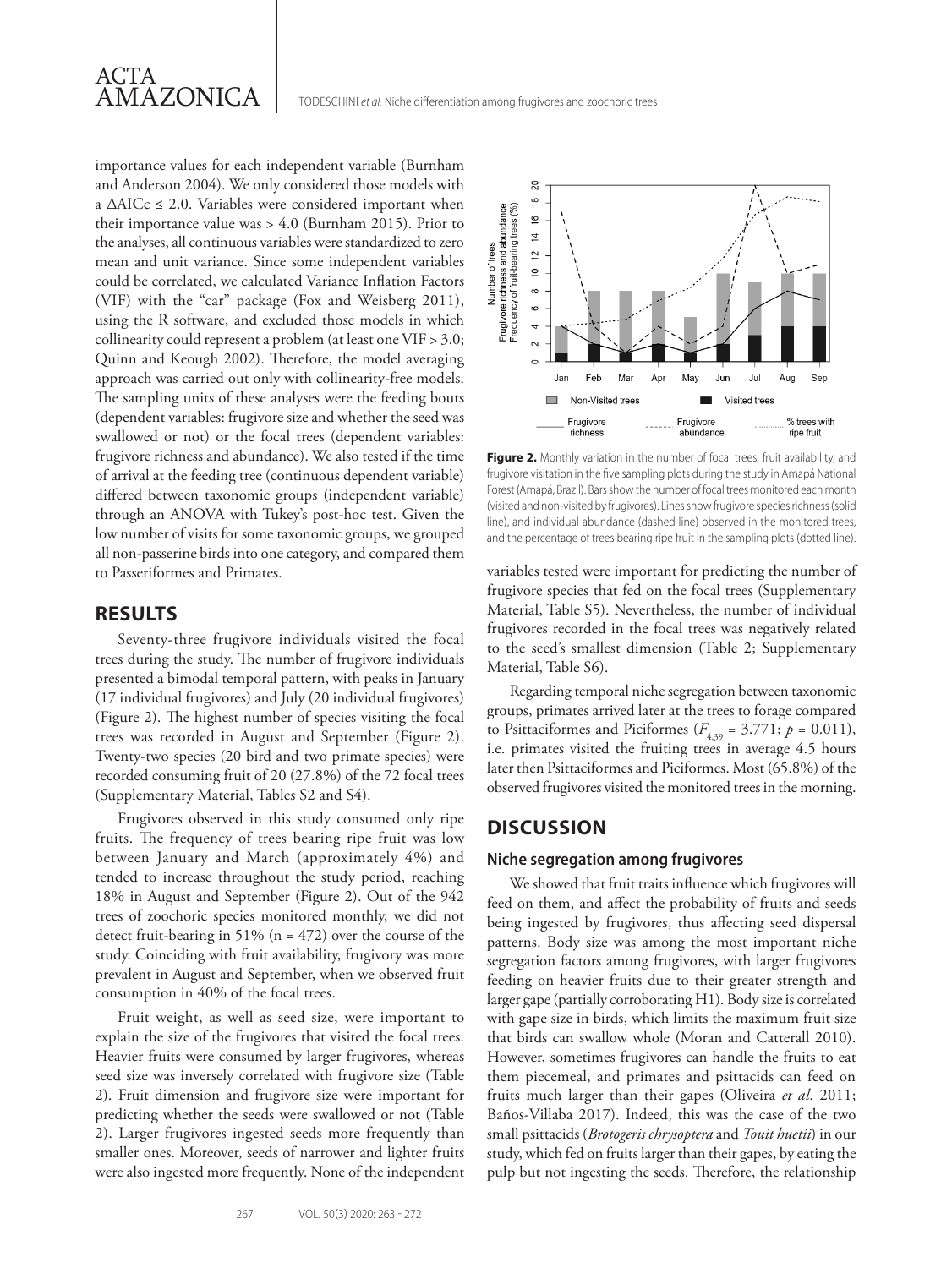importance values for each independent variable (Burnham and Anderson 2004). We only considered those models with a ΔAICc ≤ 2.0. Variables were considered important when their importance value was > 4.0 (Burnham 2015). Prior to the analyses, all continuous variables were standardized to zero mean and unit variance. Since some independent variables could be correlated, we calculated Variance Inflation Factors (VIF) with the "car" package (Fox and Weisberg 2011), using the R software, and excluded those models in which collinearity could represent a problem (at least one VIF > 3.0; Quinn and Keough 2002). Therefore, the model averaging approach was carried out only with collinearity-free models. The sampling units of these analyses were the feeding bouts (dependent variables: frugivore size and whether the seed was swallowed or not) or the focal trees (dependent variables: frugivore richness and abundance). We also tested if the time of arrival at the feeding tree (continuous dependent variable) differed between taxonomic groups (independent variable) through an ANOVA with Tukey's post-hoc test. Given the low number of visits for some taxonomic groups, we grouped all non-passerine birds into one category, and compared them to Passeriformes and Primates.

## RESULTS

Seventy-three frugivore individuals visited the focal trees during the study. The number of frugivore individuals presented a bimodal temporal pattern, with peaks in January (17 individual frugivores) and July (20 individual frugivores) (Figure 2). The highest number of species visiting the focal trees was recorded in August and September (Figure 2). Twenty-two species (20 bird and two primate species) were recorded consuming fruit of 20 (27.8%) of the 72 focal trees (Supplementary Material, Tables S2 and S4).

Frugivores observed in this study consumed only ripe fruits. The frequency of trees bearing ripe fruit was low between January and March (approximately 4%) and tended to increase throughout the study period, reaching 18% in August and September (Figure 2). Out of the 942 trees of zoochoric species monitored monthly, we did not detect fruit-bearing in 51% (n = 472) over the course of the study. Coinciding with fruit availability, frugivory was more prevalent in August and September, when we observed fruit consumption in 40% of the focal trees.

Fruit weight, as well as seed size, were important to explain the size of the frugivores that visited the focal trees. Heavier fruits were consumed by larger frugivores, whereas seed size was inversely correlated with frugivore size (Table 2). Fruit dimension and frugivore size were important for predicting whether the seeds were swallowed or not (Table 2). Larger frugivores ingested seeds more frequently than smaller ones. Moreover, seeds of narrower and lighter fruits were also ingested more frequently. None of the independent variables tested were important for predicting the number of frugivore species that fed on the focal trees (Supplementary Material, Table S5). Nevertheless, the number of individual frugivores recorded in the focal trees was negatively related to the seed's smallest dimension (Table 2; Supplementary Material, Table S6).

**Figure 2.** Monthly variation in the number of focal trees, fruit availability, and frugivore visitation in the five sampling plots during the study in Amapá National Forest (Amapá, Brazil). Bars show the number of focal trees monitored each month (visited and non-visited by frugivores). Lines show frugivore species richness (solid line), and individual abundance (dashed line) observed in the monitored trees, and the percentage of trees bearing ripe fruit in the sampling plots (dotted line).

Regarding temporal niche segregation between taxonomic groups, primates arrived later at the trees to forage compared to Psittaciformes and Piciformes ($F_{4,39} = 3.771$; $p = 0.011$), i.e. primates visited the fruiting trees in average 4.5 hours later then Psittaciformes and Piciformes. Most (65.8%) of the observed frugivores visited the monitored trees in the morning.

## DISCUSSION

### Niche segregation among frugivores

We showed that fruit traits influence which frugivores will feed on them, and affect the probability of fruits and seeds being ingested by frugivores, thus affecting seed dispersal patterns. Body size was among the most important niche segregation factors among frugivores, with larger frugivores feeding on heavier fruits due to their greater strength and larger gape (partially corroborating H1). Body size is correlated with gape size in birds, which limits the maximum fruit size that birds can swallow whole (Moran and Catterall 2010). However, sometimes frugivores can handle the fruits to eat them piecemeal, and primates and psittacids can feed on fruits much larger than their gapes (Oliveira *et al.* 2011; Baños-Villaba 2017). Indeed, this was the case of the two small psittacids (*Brotogeris chrysoptera* and *Touit huetii*) in our study, which fed on fruits larger than their gapes, by eating the pulp but not ingesting the seeds. Therefore, the relationship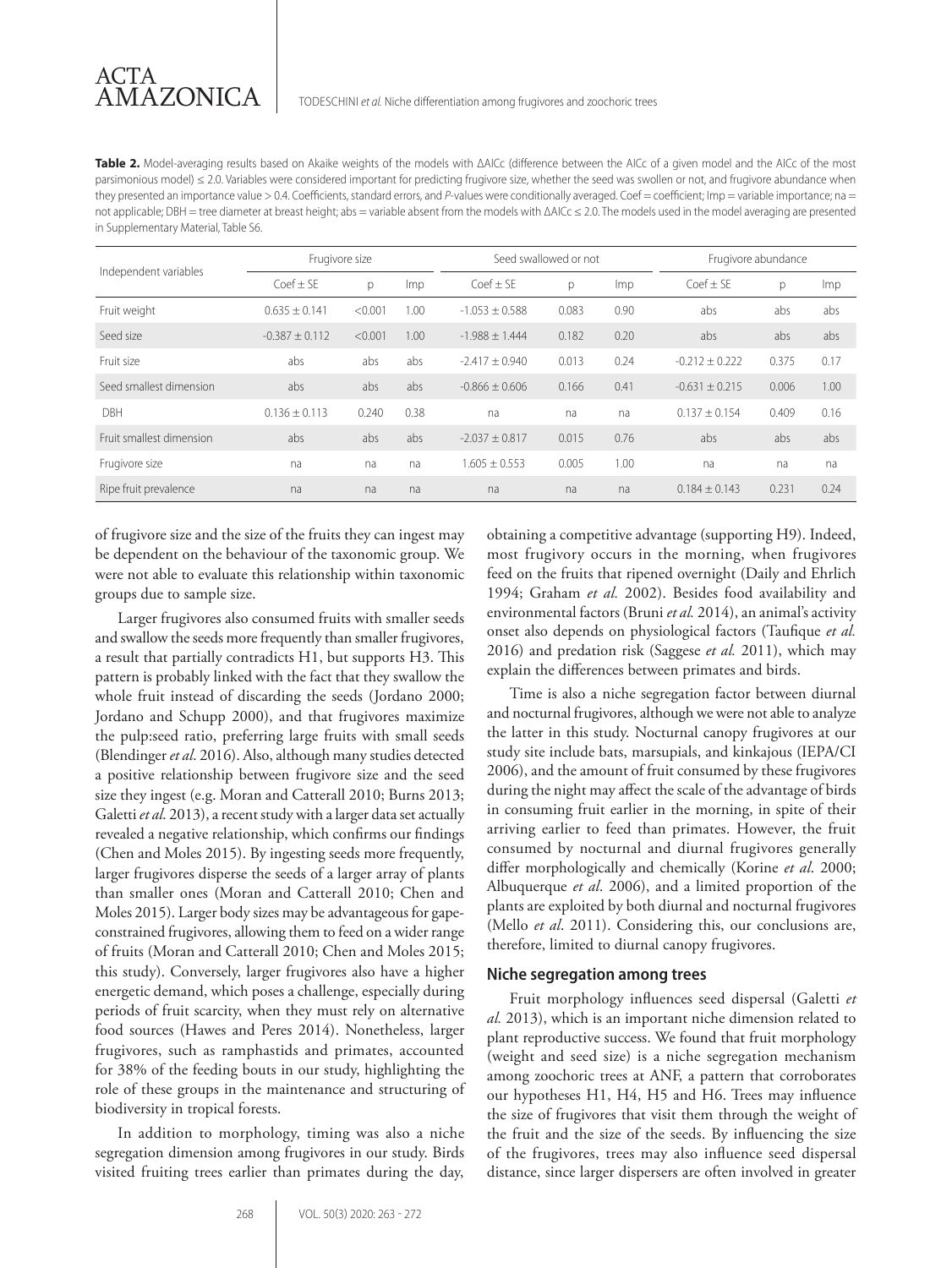**Table 2.** Model-averaging results based on Akaike weights of the models with ΔAICc (difference between the AICc of a given model and the AICc of the most parsimonious model) ≤ 2.0. Variables were considered important for predicting frugivore size, whether the seed was swollen or not, and frugivore abundance when they presented an importance value > 0.4. Coefficients, standard errors, and *P*-values were conditionally averaged. Coef = coefficient; Imp = variable importance; na = not applicable; DBH = tree diameter at breast height; abs = variable absent from the models with ΔAICc ≤ 2.0. The models used in the model averaging are presented in Supplementary Material, Table S6.

| Independent variables | Frugivore size | | | Seed swallowed or not | | | Frugivore abundance | | |
|---|---|---|---|---|---|---|---|---|---|
| | Coef ± SE | p | Imp | Coef ± SE | p | Imp | Coef ± SE | p | Imp |
| Fruit weight | 0.635 ± 0.141 | <0.001 | 1.00 | -1.053 ± 0.588 | 0.083 | 0.90 | abs | abs | abs |
| Seed size | -0.387 ± 0.112 | <0.001 | 1.00 | -1.988 ± 1.444 | 0.182 | 0.20 | abs | abs | abs |
| Fruit size | abs | abs | abs | -2.417 ± 0.940 | 0.013 | 0.24 | -0.212 ± 0.222 | 0.375 | 0.17 |
| Seed smallest dimension | abs | abs | abs | -0.866 ± 0.606 | 0.166 | 0.41 | -0.631 ± 0.215 | 0.006 | 1.00 |
| DBH | 0.136 ± 0.113 | 0.240 | 0.38 | na | na | na | 0.137 ± 0.154 | 0.409 | 0.16 |
| Fruit smallest dimension | abs | abs | abs | -2.037 ± 0.817 | 0.015 | 0.76 | abs | abs | abs |
| Frugivore size | na | na | na | 1.605 ± 0.553 | 0.005 | 1.00 | na | na | na |
| Ripe fruit prevalence | na | na | na | na | na | na | 0.184 ± 0.143 | 0.231 | 0.24 |

of frugivore size and the size of the fruits they can ingest may be dependent on the behaviour of the taxonomic group. We were not able to evaluate this relationship within taxonomic groups due to sample size.

Larger frugivores also consumed fruits with smaller seeds and swallow the seeds more frequently than smaller frugivores, a result that partially contradicts H1, but supports H3. This pattern is probably linked with the fact that they swallow the whole fruit instead of discarding the seeds (Jordano 2000; Jordano and Schupp 2000), and that frugivores maximize the pulp:seed ratio, preferring large fruits with small seeds (Blendinger *et al*. 2016). Also, although many studies detected a positive relationship between frugivore size and the seed size they ingest (e.g. Moran and Catterall 2010; Burns 2013; Galetti *et al*. 2013), a recent study with a larger data set actually revealed a negative relationship, which confirms our findings (Chen and Moles 2015). By ingesting seeds more frequently, larger frugivores disperse the seeds of a larger array of plants than smaller ones (Moran and Catterall 2010; Chen and Moles 2015). Larger body sizes may be advantageous for gape-constrained frugivores, allowing them to feed on a wider range of fruits (Moran and Catterall 2010; Chen and Moles 2015; this study). Conversely, larger frugivores also have a higher energetic demand, which poses a challenge, especially during periods of fruit scarcity, when they must rely on alternative food sources (Hawes and Peres 2014). Nonetheless, larger frugivores, such as ramphastids and primates, accounted for 38% of the feeding bouts in our study, highlighting the role of these groups in the maintenance and structuring of biodiversity in tropical forests.

In addition to morphology, timing was also a niche segregation dimension among frugivores in our study. Birds visited fruiting trees earlier than primates during the day, obtaining a competitive advantage (supporting H9). Indeed, most frugivory occurs in the morning, when frugivores feed on the fruits that ripened overnight (Daily and Ehrlich 1994; Graham *et al.* 2002). Besides food availability and environmental factors (Bruni *et al.* 2014), an animal's activity onset also depends on physiological factors (Taufique *et al.* 2016) and predation risk (Saggese *et al.* 2011), which may explain the differences between primates and birds.

Time is also a niche segregation factor between diurnal and nocturnal frugivores, although we were not able to analyze the latter in this study. Nocturnal canopy frugivores at our study site include bats, marsupials, and kinkajous (IEPA/CI 2006), and the amount of fruit consumed by these frugivores during the night may affect the scale of the advantage of birds in consuming fruit earlier in the morning, in spite of their arriving earlier to feed than primates. However, the fruit consumed by nocturnal and diurnal frugivores generally differ morphologically and chemically (Korine *et al*. 2000; Albuquerque *et al*. 2006), and a limited proportion of the plants are exploited by both diurnal and nocturnal frugivores (Mello *et al*. 2011). Considering this, our conclusions are, therefore, limited to diurnal canopy frugivores.

### Niche segregation among trees

Fruit morphology influences seed dispersal (Galetti *et al.* 2013), which is an important niche dimension related to plant reproductive success. We found that fruit morphology (weight and seed size) is a niche segregation mechanism among zoochoric trees at ANF, a pattern that corroborates our hypotheses H1, H4, H5 and H6. Trees may influence the size of frugivores that visit them through the weight of the fruit and the size of the seeds. By influencing the size of the frugivores, trees may also influence seed dispersal distance, since larger dispersers are often involved in greater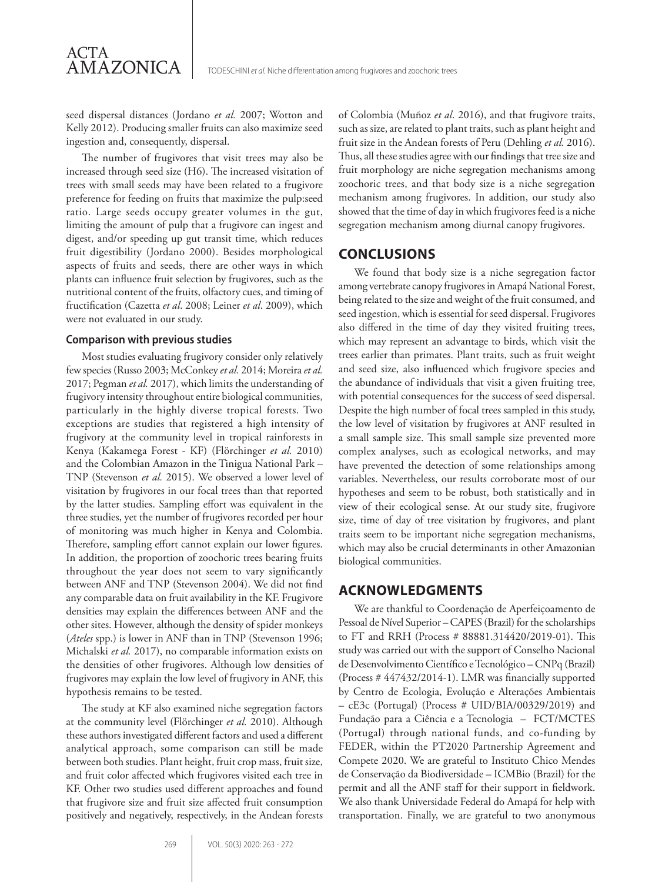seed dispersal distances (Jordano *et al.* 2007; Wotton and Kelly 2012). Producing smaller fruits can also maximize seed ingestion and, consequently, dispersal.

The number of frugivores that visit trees may also be increased through seed size (H6). The increased visitation of trees with small seeds may have been related to a frugivore preference for feeding on fruits that maximize the pulp:seed ratio. Large seeds occupy greater volumes in the gut, limiting the amount of pulp that a frugivore can ingest and digest, and/or speeding up gut transit time, which reduces fruit digestibility (Jordano 2000). Besides morphological aspects of fruits and seeds, there are other ways in which plants can influence fruit selection by frugivores, such as the nutritional content of the fruits, olfactory cues, and timing of fructification (Cazetta *et al*. 2008; Leiner *et al*. 2009), which were not evaluated in our study.

### Comparison with previous studies

Most studies evaluating frugivory consider only relatively few species (Russo 2003; McConkey *et al.* 2014; Moreira *et al.* 2017; Pegman *et al.* 2017), which limits the understanding of frugivory intensity throughout entire biological communities, particularly in the highly diverse tropical forests. Two exceptions are studies that registered a high intensity of frugivory at the community level in tropical rainforests in Kenya (Kakamega Forest - KF) (Flörchinger *et al.* 2010) and the Colombian Amazon in the Tinigua National Park – TNP (Stevenson *et al.* 2015). We observed a lower level of visitation by frugivores in our focal trees than that reported by the latter studies. Sampling effort was equivalent in the three studies, yet the number of frugivores recorded per hour of monitoring was much higher in Kenya and Colombia. Therefore, sampling effort cannot explain our lower figures. In addition, the proportion of zoochoric trees bearing fruits throughout the year does not seem to vary significantly between ANF and TNP (Stevenson 2004). We did not find any comparable data on fruit availability in the KF. Frugivore densities may explain the differences between ANF and the other sites. However, although the density of spider monkeys (*Ateles* spp.) is lower in ANF than in TNP (Stevenson 1996; Michalski *et al.* 2017), no comparable information exists on the densities of other frugivores. Although low densities of frugivores may explain the low level of frugivory in ANF, this hypothesis remains to be tested.

The study at KF also examined niche segregation factors at the community level (Flörchinger *et al.* 2010). Although these authors investigated different factors and used a different analytical approach, some comparison can still be made between both studies. Plant height, fruit crop mass, fruit size, and fruit color affected which frugivores visited each tree in KF. Other two studies used different approaches and found that frugivore size and fruit size affected fruit consumption positively and negatively, respectively, in the Andean forests of Colombia (Muñoz *et al*. 2016), and that frugivore traits, such as size, are related to plant traits, such as plant height and fruit size in the Andean forests of Peru (Dehling *et al.* 2016). Thus, all these studies agree with our findings that tree size and fruit morphology are niche segregation mechanisms among zoochoric trees, and that body size is a niche segregation mechanism among frugivores. In addition, our study also showed that the time of day in which frugivores feed is a niche segregation mechanism among diurnal canopy frugivores.

## CONCLUSIONS

We found that body size is a niche segregation factor among vertebrate canopy frugivores in Amapá National Forest, being related to the size and weight of the fruit consumed, and seed ingestion, which is essential for seed dispersal. Frugivores also differed in the time of day they visited fruiting trees, which may represent an advantage to birds, which visit the trees earlier than primates. Plant traits, such as fruit weight and seed size, also influenced which frugivore species and the abundance of individuals that visit a given fruiting tree, with potential consequences for the success of seed dispersal. Despite the high number of focal trees sampled in this study, the low level of visitation by frugivores at ANF resulted in a small sample size. This small sample size prevented more complex analyses, such as ecological networks, and may have prevented the detection of some relationships among variables. Nevertheless, our results corroborate most of our hypotheses and seem to be robust, both statistically and in view of their ecological sense. At our study site, frugivore size, time of day of tree visitation by frugivores, and plant traits seem to be important niche segregation mechanisms, which may also be crucial determinants in other Amazonian biological communities.

## ACKNOWLEDGMENTS

We are thankful to Coordenação de Aperfeiçoamento de Pessoal de Nível Superior – CAPES (Brazil) for the scholarships to FT and RRH (Process # 88881.314420/2019-01). This study was carried out with the support of Conselho Nacional de Desenvolvimento Científico e Tecnológico – CNPq (Brazil) (Process # 447432/2014-1). LMR was financially supported by Centro de Ecologia, Evolução e Alterações Ambientais – cE3c (Portugal) (Process # UID/BIA/00329/2019) and Fundação para a Ciência e a Tecnologia – FCT/MCTES (Portugal) through national funds, and co-funding by FEDER, within the PT2020 Partnership Agreement and Compete 2020. We are grateful to Instituto Chico Mendes de Conservação da Biodiversidade – ICMBio (Brazil) for the permit and all the ANF staff for their support in fieldwork. We also thank Universidade Federal do Amapá for help with transportation. Finally, we are grateful to two anonymous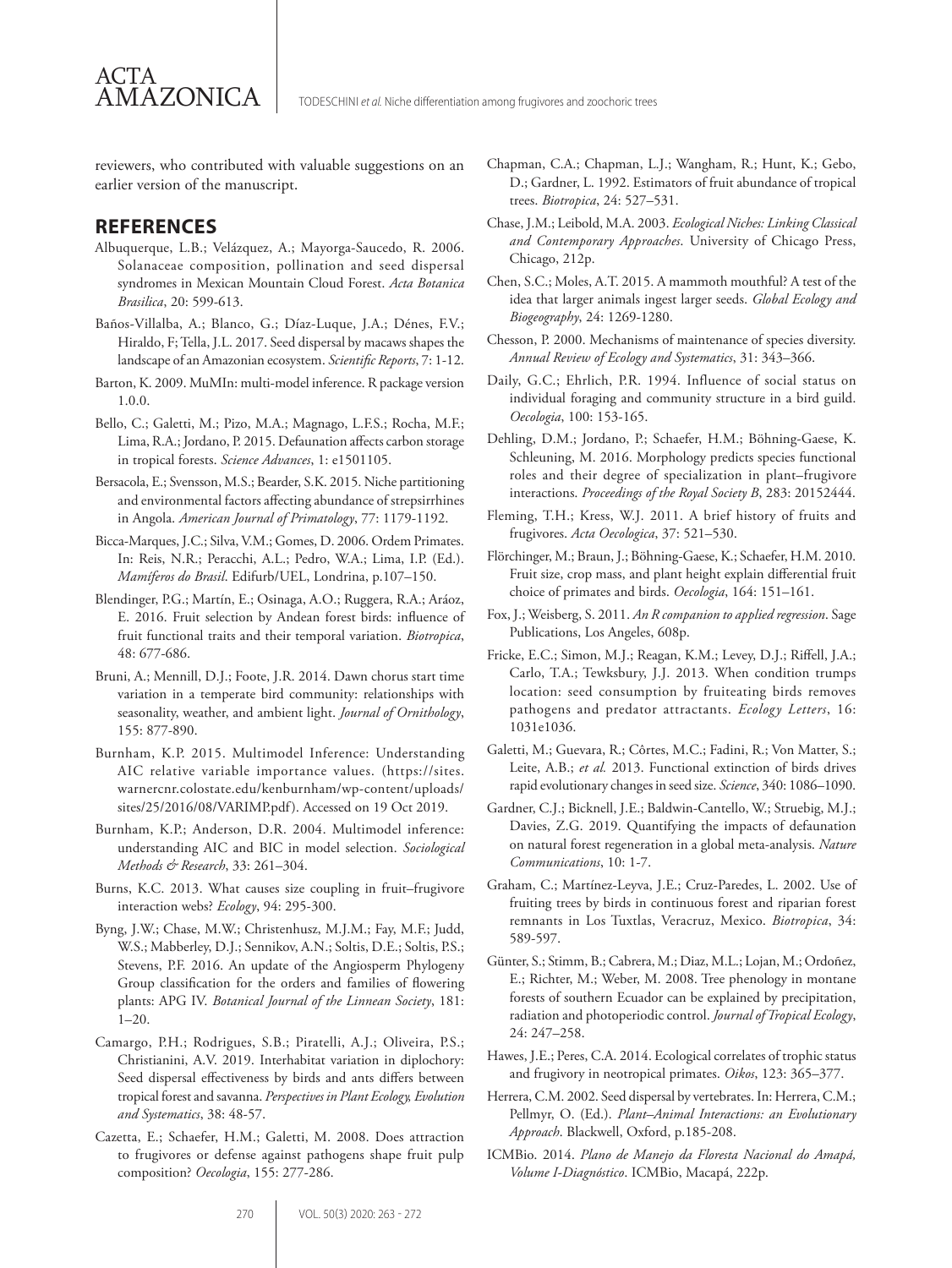reviewers, who contributed with valuable suggestions on an earlier version of the manuscript.

## REFERENCES

Albuquerque, L.B.; Velázquez, A.; Mayorga-Saucedo, R. 2006. Solanaceae composition, pollination and seed dispersal syndromes in Mexican Mountain Cloud Forest. *Acta Botanica Brasilica*, 20: 599-613.

Baños-Villalba, A.; Blanco, G.; Díaz-Luque, J.A.; Dénes, F.V.; Hiraldo, F; Tella, J.L. 2017. Seed dispersal by macaws shapes the landscape of an Amazonian ecosystem. *Scientific Reports*, 7: 1-12.

Barton, K. 2009. MuMIn: multi-model inference. R package version 1.0.0.

Bello, C.; Galetti, M.; Pizo, M.A.; Magnago, L.F.S.; Rocha, M.F.; Lima, R.A.; Jordano, P. 2015. Defaunation affects carbon storage in tropical forests. *Science Advances*, 1: e1501105.

Bersacola, E.; Svensson, M.S.; Bearder, S.K. 2015. Niche partitioning and environmental factors affecting abundance of strepsirrhines in Angola. *American Journal of Primatology*, 77: 1179-1192.

Bicca-Marques, J.C.; Silva, V.M.; Gomes, D. 2006. Ordem Primates. In: Reis, N.R.; Peracchi, A.L.; Pedro, W.A.; Lima, I.P. (Ed.). *Mamíferos do Brasil*. Edifurb/UEL, Londrina, p.107–150.

Blendinger, P.G.; Martín, E.; Osinaga, A.O.; Ruggera, R.A.; Aráoz, E. 2016. Fruit selection by Andean forest birds: influence of fruit functional traits and their temporal variation. *Biotropica*, 48: 677-686.

Bruni, A.; Mennill, D.J.; Foote, J.R. 2014. Dawn chorus start time variation in a temperate bird community: relationships with seasonality, weather, and ambient light. *Journal of Ornithology*, 155: 877-890.

Burnham, K.P. 2015. Multimodel Inference: Understanding AIC relative variable importance values. (https://sites.warnercnr.colostate.edu/kenburnham/wp-content/uploads/sites/25/2016/08/VARIMP.pdf). Accessed on 19 Oct 2019.

Burnham, K.P.; Anderson, D.R. 2004. Multimodel inference: understanding AIC and BIC in model selection. *Sociological Methods & Research*, 33: 261–304.

Burns, K.C. 2013. What causes size coupling in fruit–frugivore interaction webs? *Ecology*, 94: 295-300.

Byng, J.W.; Chase, M.W.; Christenhusz, M.J.M.; Fay, M.F.; Judd, W.S.; Mabberley, D.J.; Sennikov, A.N.; Soltis, D.E.; Soltis, P.S.; Stevens, P.F. 2016. An update of the Angiosperm Phylogeny Group classification for the orders and families of flowering plants: APG IV. *Botanical Journal of the Linnean Society*, 181: 1–20.

Camargo, P.H.; Rodrigues, S.B.; Piratelli, A.J.; Oliveira, P.S.; Christianini, A.V. 2019. Interhabitat variation in diplochory: Seed dispersal effectiveness by birds and ants differs between tropical forest and savanna. *Perspectives in Plant Ecology, Evolution and Systematics*, 38: 48-57.

Cazetta, E.; Schaefer, H.M.; Galetti, M. 2008. Does attraction to frugivores or defense against pathogens shape fruit pulp composition? *Oecologia*, 155: 277-286.

Chapman, C.A.; Chapman, L.J.; Wangham, R.; Hunt, K.; Gebo, D.; Gardner, L. 1992. Estimators of fruit abundance of tropical trees. *Biotropica*, 24: 527–531.

Chase, J.M.; Leibold, M.A. 2003. *Ecological Niches: Linking Classical and Contemporary Approaches*. University of Chicago Press, Chicago, 212p.

Chen, S.C.; Moles, A.T. 2015. A mammoth mouthful? A test of the idea that larger animals ingest larger seeds. *Global Ecology and Biogeography*, 24: 1269-1280.

Chesson, P. 2000. Mechanisms of maintenance of species diversity. *Annual Review of Ecology and Systematics*, 31: 343–366.

Daily, G.C.; Ehrlich, P.R. 1994. Influence of social status on individual foraging and community structure in a bird guild. *Oecologia*, 100: 153-165.

Dehling, D.M.; Jordano, P.; Schaefer, H.M.; Böhning-Gaese, K. Schleuning, M. 2016. Morphology predicts species functional roles and their degree of specialization in plant–frugivore interactions. *Proceedings of the Royal Society B*, 283: 20152444.

Fleming, T.H.; Kress, W.J. 2011. A brief history of fruits and frugivores. *Acta Oecologica*, 37: 521–530.

Flörchinger, M.; Braun, J.; Böhning-Gaese, K.; Schaefer, H.M. 2010. Fruit size, crop mass, and plant height explain differential fruit choice of primates and birds. *Oecologia*, 164: 151–161.

Fox, J.; Weisberg, S. 2011. *An R companion to applied regression*. Sage Publications, Los Angeles, 608p.

Fricke, E.C.; Simon, M.J.; Reagan, K.M.; Levey, D.J.; Riffell, J.A.; Carlo, T.A.; Tewksbury, J.J. 2013. When condition trumps location: seed consumption by fruiteating birds removes pathogens and predator attractants. *Ecology Letters*, 16: 1031e1036.

Galetti, M.; Guevara, R.; Côrtes, M.C.; Fadini, R.; Von Matter, S.; Leite, A.B.; *et al.* 2013. Functional extinction of birds drives rapid evolutionary changes in seed size. *Science*, 340: 1086–1090.

Gardner, C.J.; Bicknell, J.E.; Baldwin-Cantello, W.; Struebig, M.J.; Davies, Z.G. 2019. Quantifying the impacts of defaunation on natural forest regeneration in a global meta-analysis. *Nature Communications*, 10: 1-7.

Graham, C.; Martínez-Leyva, J.E.; Cruz-Paredes, L. 2002. Use of fruiting trees by birds in continuous forest and riparian forest remnants in Los Tuxtlas, Veracruz, Mexico. *Biotropica*, 34: 589-597.

Günter, S.; Stimm, B.; Cabrera, M.; Diaz, M.L.; Lojan, M.; Ordoñez, E.; Richter, M.; Weber, M. 2008. Tree phenology in montane forests of southern Ecuador can be explained by precipitation, radiation and photoperiodic control. *Journal of Tropical Ecology*, 24: 247–258.

Hawes, J.E.; Peres, C.A. 2014. Ecological correlates of trophic status and frugivory in neotropical primates. *Oikos*, 123: 365–377.

Herrera, C.M. 2002. Seed dispersal by vertebrates. In: Herrera, C.M.; Pellmyr, O. (Ed.). *Plant–Animal Interactions: an Evolutionary Approach*. Blackwell, Oxford, p.185-208.

ICMBio. 2014. *Plano de Manejo da Floresta Nacional do Amapá, Volume I-Diagnóstico*. ICMBio, Macapá, 222p.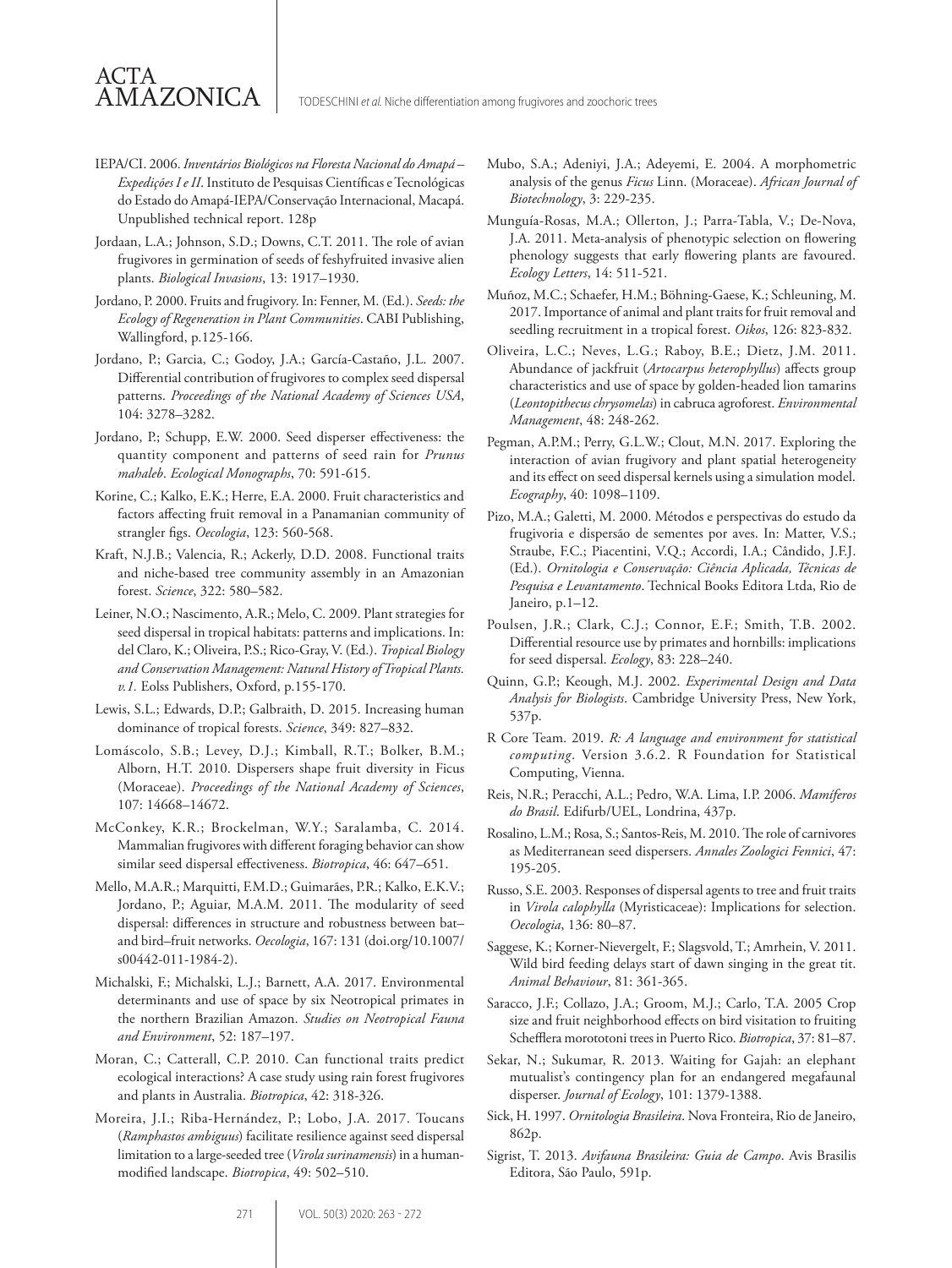IEPA/CI. 2006. *Inventários Biológicos na Floresta Nacional do Amapá – Expedições I e II*. Instituto de Pesquisas Científicas e Tecnológicas do Estado do Amapá-IEPA/Conservação Internacional, Macapá. Unpublished technical report. 128p

Jordaan, L.A.; Johnson, S.D.; Downs, C.T. 2011. The role of avian frugivores in germination of seeds of feshyfruited invasive alien plants. *Biological Invasions*, 13: 1917–1930.

Jordano, P. 2000. Fruits and frugivory. In: Fenner, M. (Ed.). *Seeds: the Ecology of Regeneration in Plant Communities*. CABI Publishing, Wallingford, p.125-166.

Jordano, P.; Garcia, C.; Godoy, J.A.; García-Castaño, J.L. 2007. Differential contribution of frugivores to complex seed dispersal patterns. *Proceedings of the National Academy of Sciences USA*, 104: 3278–3282.

Jordano, P.; Schupp, E.W. 2000. Seed disperser effectiveness: the quantity component and patterns of seed rain for *Prunus mahaleb*. *Ecological Monographs*, 70: 591-615.

Korine, C.; Kalko, E.K.; Herre, E.A. 2000. Fruit characteristics and factors affecting fruit removal in a Panamanian community of strangler figs. *Oecologia*, 123: 560-568.

Kraft, N.J.B.; Valencia, R.; Ackerly, D.D. 2008. Functional traits and niche-based tree community assembly in an Amazonian forest. *Science*, 322: 580–582.

Leiner, N.O.; Nascimento, A.R.; Melo, C. 2009. Plant strategies for seed dispersal in tropical habitats: patterns and implications. In: del Claro, K.; Oliveira, P.S.; Rico-Gray, V. (Ed.). *Tropical Biology and Conservation Management: Natural History of Tropical Plants. v.1.* Eolss Publishers, Oxford, p.155-170.

Lewis, S.L.; Edwards, D.P.; Galbraith, D. 2015. Increasing human dominance of tropical forests. *Science*, 349: 827–832.

Lomáscolo, S.B.; Levey, D.J.; Kimball, R.T.; Bolker, B.M.; Alborn, H.T. 2010. Dispersers shape fruit diversity in Ficus (Moraceae). *Proceedings of the National Academy of Sciences*, 107: 14668–14672.

McConkey, K.R.; Brockelman, W.Y.; Saralamba, C. 2014. Mammalian frugivores with different foraging behavior can show similar seed dispersal effectiveness. *Biotropica*, 46: 647–651.

Mello, M.A.R.; Marquitti, F.M.D.; Guimarães, P.R.; Kalko, E.K.V.; Jordano, P.; Aguiar, M.A.M. 2011. The modularity of seed dispersal: differences in structure and robustness between bat– and bird–fruit networks. *Oecologia*, 167: 131 (doi.org/10.1007/s00442-011-1984-2).

Michalski, F.; Michalski, L.J.; Barnett, A.A. 2017. Environmental determinants and use of space by six Neotropical primates in the northern Brazilian Amazon. *Studies on Neotropical Fauna and Environment*, 52: 187–197.

Moran, C.; Catterall, C.P. 2010. Can functional traits predict ecological interactions? A case study using rain forest frugivores and plants in Australia. *Biotropica*, 42: 318-326.

Moreira, J.I.; Riba-Hernández, P.; Lobo, J.A. 2017. Toucans (*Ramphastos ambiguus*) facilitate resilience against seed dispersal limitation to a large-seeded tree (*Virola surinamensis*) in a human-modified landscape. *Biotropica*, 49: 502–510.

Mubo, S.A.; Adeniyi, J.A.; Adeyemi, E. 2004. A morphometric analysis of the genus *Ficus* Linn. (Moraceae). *African Journal of Biotechnology*, 3: 229-235.

Munguía-Rosas, M.A.; Ollerton, J.; Parra-Tabla, V.; De-Nova, J.A. 2011. Meta-analysis of phenotypic selection on flowering phenology suggests that early flowering plants are favoured. *Ecology Letters*, 14: 511-521.

Muñoz, M.C.; Schaefer, H.M.; Böhning-Gaese, K.; Schleuning, M. 2017. Importance of animal and plant traits for fruit removal and seedling recruitment in a tropical forest. *Oikos*, 126: 823-832.

Oliveira, L.C.; Neves, L.G.; Raboy, B.E.; Dietz, J.M. 2011. Abundance of jackfruit (*Artocarpus heterophyllus*) affects group characteristics and use of space by golden-headed lion tamarins (*Leontopithecus chrysomelas*) in cabruca agroforest. *Environmental Management*, 48: 248-262.

Pegman, A.P.M.; Perry, G.L.W.; Clout, M.N. 2017. Exploring the interaction of avian frugivory and plant spatial heterogeneity and its effect on seed dispersal kernels using a simulation model. *Ecography*, 40: 1098–1109.

Pizo, M.A.; Galetti, M. 2000. Métodos e perspectivas do estudo da frugivoria e dispersão de sementes por aves. In: Matter, V.S.; Straube, F.C.; Piacentini, V.Q.; Accordi, I.A.; Cândido, J.F.J. (Ed.). *Ornitologia e Conservação: Ciência Aplicada, Técnicas de Pesquisa e Levantamento*. Technical Books Editora Ltda, Rio de Janeiro, p.1–12.

Poulsen, J.R.; Clark, C.J.; Connor, E.F.; Smith, T.B. 2002. Differential resource use by primates and hornbills: implications for seed dispersal. *Ecology*, 83: 228–240.

Quinn, G.P.; Keough, M.J. 2002. *Experimental Design and Data Analysis for Biologists*. Cambridge University Press, New York, 537p.

R Core Team. 2019. *R: A language and environment for statistical computing*. Version 3.6.2. R Foundation for Statistical Computing, Vienna.

Reis, N.R.; Peracchi, A.L.; Pedro, W.A. Lima, I.P. 2006. *Mamíferos do Brasil*. Edifurb/UEL, Londrina, 437p.

Rosalino, L.M.; Rosa, S.; Santos-Reis, M. 2010. The role of carnivores as Mediterranean seed dispersers. *Annales Zoologici Fennici*, 47: 195-205.

Russo, S.E. 2003. Responses of dispersal agents to tree and fruit traits in *Virola calophylla* (Myristicaceae): Implications for selection. *Oecologia*, 136: 80–87.

Saggese, K.; Korner-Nievergelt, F.; Slagsvold, T.; Amrhein, V. 2011. Wild bird feeding delays start of dawn singing in the great tit. *Animal Behaviour*, 81: 361-365.

Saracco, J.F.; Collazo, J.A.; Groom, M.J.; Carlo, T.A. 2005 Crop size and fruit neighborhood effects on bird visitation to fruiting Schefflera morototoni trees in Puerto Rico. *Biotropica*, 37: 81–87.

Sekar, N.; Sukumar, R. 2013. Waiting for Gajah: an elephant mutualist's contingency plan for an endangered megafaunal disperser. *Journal of Ecology*, 101: 1379-1388.

Sick, H. 1997. *Ornitologia Brasileira*. Nova Fronteira, Rio de Janeiro, 862p.

Sigrist, T. 2013. *Avifauna Brasileira: Guia de Campo*. Avis Brasilis Editora, São Paulo, 591p.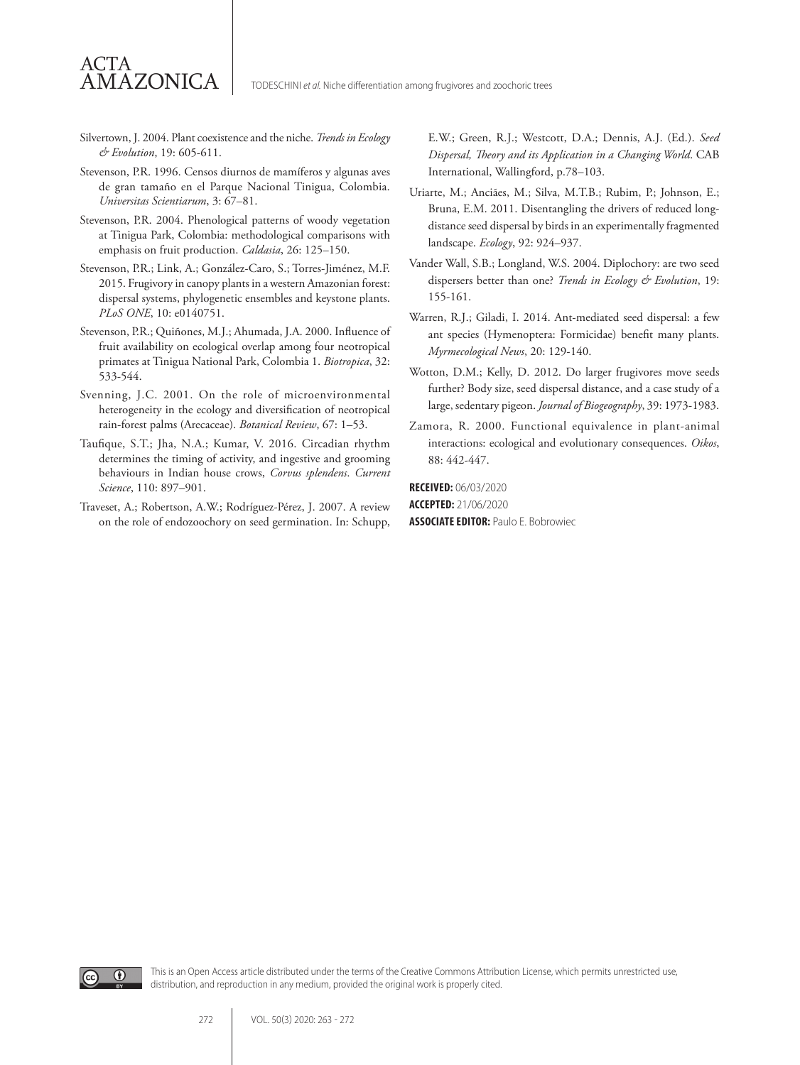Silvertown, J. 2004. Plant coexistence and the niche. *Trends in Ecology & Evolution*, 19: 605-611.

Stevenson, P.R. 1996. Censos diurnos de mamíferos y algunas aves de gran tamaño en el Parque Nacional Tinigua, Colombia. *Universitas Scientiarum*, 3: 67–81.

Stevenson, P.R. 2004. Phenological patterns of woody vegetation at Tinigua Park, Colombia: methodological comparisons with emphasis on fruit production. *Caldasia*, 26: 125–150.

Stevenson, P.R.; Link, A.; González-Caro, S.; Torres-Jiménez, M.F. 2015. Frugivory in canopy plants in a western Amazonian forest: dispersal systems, phylogenetic ensembles and keystone plants. *PLoS ONE*, 10: e0140751.

Stevenson, P.R.; Quiñones, M.J.; Ahumada, J.A. 2000. Influence of fruit availability on ecological overlap among four neotropical primates at Tinigua National Park, Colombia 1. *Biotropica*, 32: 533-544.

Svenning, J.C. 2001. On the role of microenvironmental heterogeneity in the ecology and diversification of neotropical rain-forest palms (Arecaceae). *Botanical Review*, 67: 1–53.

Taufique, S.T.; Jha, N.A.; Kumar, V. 2016. Circadian rhythm determines the timing of activity, and ingestive and grooming behaviours in Indian house crows, *Corvus splendens*. *Current Science*, 110: 897–901.

Traveset, A.; Robertson, A.W.; Rodríguez-Pérez, J. 2007. A review on the role of endozoochory on seed germination. In: Schupp, E.W.; Green, R.J.; Westcott, D.A.; Dennis, A.J. (Ed.). *Seed Dispersal, Theory and its Application in a Changing World*. CAB International, Wallingford, p.78–103.

Uriarte, M.; Anciães, M.; Silva, M.T.B.; Rubim, P.; Johnson, E.; Bruna, E.M. 2011. Disentangling the drivers of reduced long-distance seed dispersal by birds in an experimentally fragmented landscape. *Ecology*, 92: 924–937.

Vander Wall, S.B.; Longland, W.S. 2004. Diplochory: are two seed dispersers better than one? *Trends in Ecology & Evolution*, 19: 155-161.

Warren, R.J.; Giladi, I. 2014. Ant-mediated seed dispersal: a few ant species (Hymenoptera: Formicidae) benefit many plants. *Myrmecological News*, 20: 129-140.

Wotton, D.M.; Kelly, D. 2012. Do larger frugivores move seeds further? Body size, seed dispersal distance, and a case study of a large, sedentary pigeon. *Journal of Biogeography*, 39: 1973-1983.

Zamora, R. 2000. Functional equivalence in plant-animal interactions: ecological and evolutionary consequences. *Oikos*, 88: 442-447.

**RECEIVED:** 06/03/2020
**ACCEPTED:** 21/06/2020
**ASSOCIATE EDITOR:** Paulo E. Bobrowiec

This is an Open Access article distributed under the terms of the Creative Commons Attribution License, which permits unrestricted use, distribution, and reproduction in any medium, provided the original work is properly cited.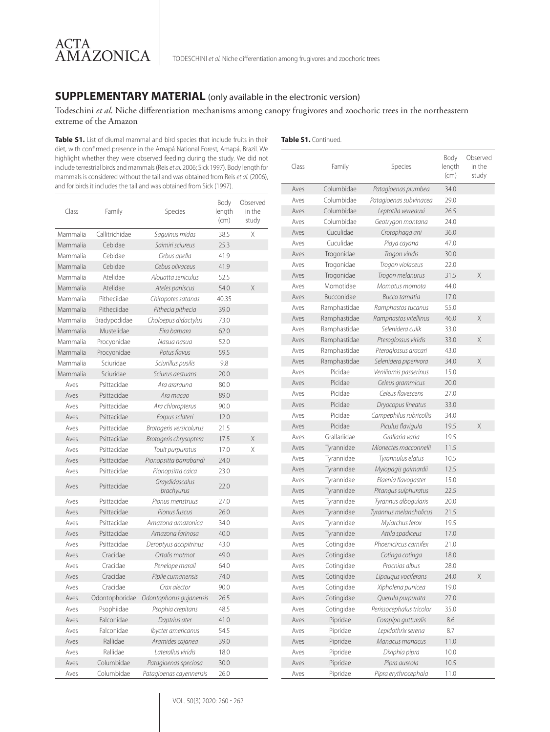## SUPPLEMENTARY MATERIAL (only available in the electronic version)

Todeschini *et al*. Niche differentiation mechanisms among canopy frugivores and zoochoric trees in the northeastern extreme of the Amazon

**Table S1.** List of diurnal mammal and bird species that include fruits in their diet, with confirmed presence in the Amapá National Forest, Amapá, Brazil. We highlight whether they were observed feeding during the study. We did not include terrestrial birds and mammals (Reis *et al.* 2006; Sick 1997). Body length for mammals is considered without the tail and was obtained from Reis *et al.* (2006), and for birds it includes the tail and was obtained from Sick (1997).

| Class | Family | Species | Body length (cm) | Observed in the study |
|---|---|---|---|---|
| Mammalia | Callitrichidae | *Saguinus midas* | 38.5 | X |
| Mammalia | Cebidae | *Saimiri sciureus* | 25.3 | |
| Mammalia | Cebidae | *Cebus apella* | 41.9 | |
| Mammalia | Cebidae | *Cebus olivaceus* | 41.9 | |
| Mammalia | Atelidae | *Alouatta seniculus* | 52.5 | |
| Mammalia | Atelidae | *Ateles paniscus* | 54.0 | X |
| Mammalia | Pitheciidae | *Chiropotes satanas* | 40.35 | |
| Mammalia | Pitheciidae | *Pithecia pithecia* | 39.0 | |
| Mammalia | Bradypodidae | *Choloepus didactylus* | 73.0 | |
| Mammalia | Mustelidae | *Eira barbara* | 62.0 | |
| Mammalia | Procyonidae | *Nasua nasua* | 52.0 | |
| Mammalia | Procyonidae | *Potus flavus* | 59.5 | |
| Mammalia | Sciuridae | *Sciurillus pusilis* | 9.8 | |
| Mammalia | Sciuridae | *Sciurus aestuans* | 20.0 | |
| Aves | Psittacidae | *Ara ararauna* | 80.0 | |
| Aves | Psittacidae | *Ara macao* | 89.0 | |
| Aves | Psittacidae | *Ara chloropterus* | 90.0 | |
| Aves | Psittacidae | *Forpus sclateri* | 12.0 | |
| Aves | Psittacidae | *Brotogeris versicolurus* | 21.5 | |
| Aves | Psittacidae | *Brotogeris chrysoptera* | 17.5 | X |
| Aves | Psittacidae | *Touit purpuratus* | 17.0 | X |
| Aves | Psittacidae | *Pionopsitta barrabandi* | 24.0 | |
| Aves | Psittacidae | *Pionopsitta caica* | 23.0 | |
| Aves | Psittacidae | *Graydidascalus brachyurus* | 22.0 | |
| Aves | Psittacidae | *Pionus menstruus* | 27.0 | |
| Aves | Psittacidae | *Pionus fuscus* | 26.0 | |
| Aves | Psittacidae | *Amazona amazonica* | 34.0 | |
| Aves | Psittacidae | *Amazona farinosa* | 40.0 | |
| Aves | Psittacidae | *Deroptyus accipitrinus* | 43.0 | |
| Aves | Cracidae | *Ortalis motmot* | 49.0 | |
| Aves | Cracidae | *Penelope marail* | 64.0 | |
| Aves | Cracidae | *Pipile cumanensis* | 74.0 | |
| Aves | Cracidae | *Crax alector* | 90.0 | |
| Aves | Odontophoridae | *Odontophorus gujanensis* | 26.5 | |
| Aves | Psophiidae | *Psophia crepitans* | 48.5 | |
| Aves | Falconidae | *Daptrius ater* | 41.0 | |
| Aves | Falconidae | *Ibycter americanus* | 54.5 | |
| Aves | Rallidae | *Aramides cajanea* | 39.0 | |
| Aves | Rallidae | *Laterallus viridis* | 18.0 | |
| Aves | Columbidae | *Patagioenas speciosa* | 30.0 | |
| Aves | Columbidae | *Patagioenas cayennensis* | 26.0 | |
| Aves | Columbidae | *Patagioenas plumbea* | 34.0 | |
| Aves | Columbidae | *Patagioenas subvinacea* | 29.0 | |
| Aves | Columbidae | *Leptotila verreauxi* | 26.5 | |
| Aves | Columbidae | *Geotrygon montana* | 24.0 | |
| Aves | Cuculidae | *Crotophaga ani* | 36.0 | |
| Aves | Cuculidae | *Piaya cayana* | 47.0 | |
| Aves | Trogonidae | *Trogon viridis* | 30.0 | |
| Aves | Trogonidae | *Trogon violaceus* | 22.0 | |
| Aves | Trogonidae | *Trogon melanurus* | 31.5 | X |
| Aves | Momotidae | *Momotus momota* | 44.0 | |
| Aves | Bucconidae | *Bucco tamatia* | 17.0 | |
| Aves | Ramphastidae | *Ramphastos tucanus* | 55.0 | |
| Aves | Ramphastidae | *Ramphastos vitellinus* | 46.0 | X |
| Aves | Ramphastidae | *Selenidera culik* | 33.0 | |
| Aves | Ramphastidae | *Pteroglossus viridis* | 33.0 | X |
| Aves | Ramphastidae | *Pteroglossus aracari* | 43.0 | |
| Aves | Ramphastidae | *Selenidera piperivora* | 34.0 | X |
| Aves | Picidae | *Veniliornis passerinus* | 15.0 | |
| Aves | Picidae | *Celeus grammicus* | 20.0 | |
| Aves | Picidae | *Celeus flavescens* | 27.0 | |
| Aves | Picidae | *Dryocopus lineatus* | 33.0 | |
| Aves | Picidae | *Campephilus rubricollis* | 34.0 | |
| Aves | Picidae | *Piculus flavigula* | 19.5 | X |
| Aves | Grallariidae | *Grallaria varia* | 19.5 | |
| Aves | Tyrannidae | *Mionectes macconnelli* | 11.5 | |
| Aves | Tyrannidae | *Tyrannulus elatus* | 10.5 | |
| Aves | Tyrannidae | *Myiopagis gaimardii* | 12.5 | |
| Aves | Tyrannidae | *Elaenia flavogaster* | 15.0 | |
| Aves | Tyrannidae | *Pitangus sulphuratus* | 22.5 | |
| Aves | Tyrannidae | *Tyrannus albogularis* | 20.0 | |
| Aves | Tyrannidae | *Tyrannus melancholicus* | 21.5 | |
| Aves | Tyrannidae | *Myiarchus ferox* | 19.5 | |
| Aves | Tyrannidae | *Attila spadiceus* | 17.0 | |
| Aves | Cotingidae | *Phoenicircus carnifex* | 21.0 | |
| Aves | Cotingidae | *Cotinga cotinga* | 18.0 | |
| Aves | Cotingidae | *Procnias albus* | 28.0 | |
| Aves | Cotingidae | *Lipaugus vociferans* | 24.0 | X |
| Aves | Cotingidae | *Xipholena punicea* | 19.0 | |
| Aves | Cotingidae | *Querula purpurata* | 27.0 | |
| Aves | Cotingidae | *Perissocephalus tricolor* | 35.0 | |
| Aves | Pipridae | *Corapipo gutturalis* | 8.6 | |
| Aves | Pipridae | *Lepidothrix serena* | 8.7 | |
| Aves | Pipridae | *Manacus manacus* | 11.0 | |
| Aves | Pipridae | *Dixiphia pipra* | 10.0 | |
| Aves | Pipridae | *Pipra aureola* | 10.5 | |
| Aves | Pipridae | *Pipra erythrocephala* | 11.0 | |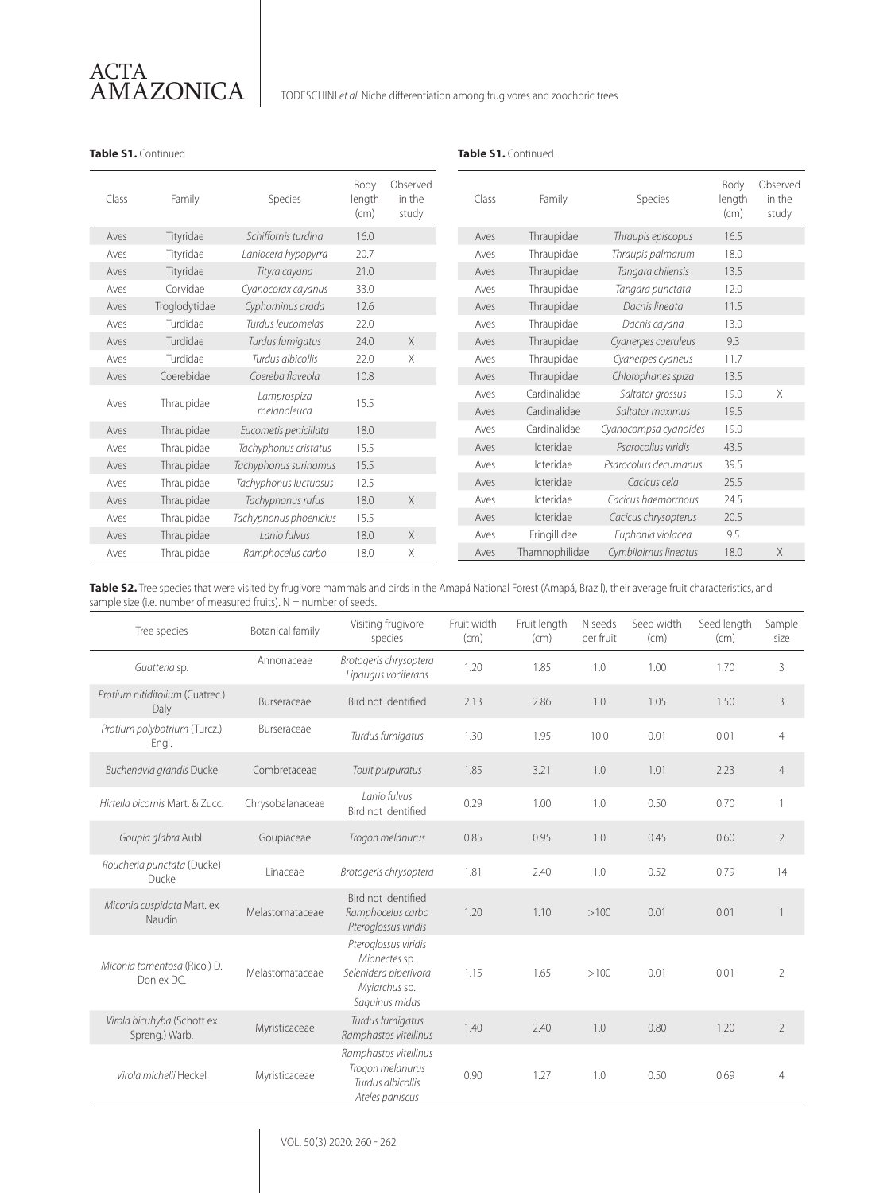**Table S1.** Continued

| Class | Family | Species | Body length (cm) | Observed in the study |
|---|---|---|---|---|
| Aves | Tityridae | *Schiffornis turdina* | 16.0 | |
| Aves | Tityridae | *Laniocera hypopyrra* | 20.7 | |
| Aves | Tityridae | *Tityra cayana* | 21.0 | |
| Aves | Corvidae | *Cyanocorax cayanus* | 33.0 | |
| Aves | Troglodytidae | *Cyphorhinus arada* | 12.6 | |
| Aves | Turdidae | *Turdus leucomelas* | 22.0 | |
| Aves | Turdidae | *Turdus fumigatus* | 24.0 | X |
| Aves | Turdidae | *Turdus albicollis* | 22.0 | X |
| Aves | Coerebidae | *Coereba flaveola* | 10.8 | |
| Aves | Thraupidae | *Lamprospiza melanoleuca* | 15.5 | |
| Aves | Thraupidae | *Eucometis penicillata* | 18.0 | |
| Aves | Thraupidae | *Tachyphonus cristatus* | 15.5 | |
| Aves | Thraupidae | *Tachyphonus surinamus* | 15.5 | |
| Aves | Thraupidae | *Tachyphonus luctuosus* | 12.5 | |
| Aves | Thraupidae | *Tachyphonus rufus* | 18.0 | X |
| Aves | Thraupidae | *Tachyphonus phoenicius* | 15.5 | |
| Aves | Thraupidae | *Lanio fulvus* | 18.0 | X |
| Aves | Thraupidae | *Ramphocelus carbo* | 18.0 | X |
| Aves | Thraupidae | *Thraupis episcopus* | 16.5 | |
| Aves | Thraupidae | *Thraupis palmarum* | 18.0 | |
| Aves | Thraupidae | *Tangara chilensis* | 13.5 | |
| Aves | Thraupidae | *Tangara punctata* | 12.0 | |
| Aves | Thraupidae | *Dacnis lineata* | 11.5 | |
| Aves | Thraupidae | *Dacnis cayana* | 13.0 | |
| Aves | Thraupidae | *Cyanerpes caeruleus* | 9.3 | |
| Aves | Thraupidae | *Cyanerpes cyaneus* | 11.7 | |
| Aves | Thraupidae | *Chlorophanes spiza* | 13.5 | |
| Aves | Cardinalidae | *Saltator grossus* | 19.0 | X |
| Aves | Cardinalidae | *Saltator maximus* | 19.5 | |
| Aves | Cardinalidae | *Cyanocompsa cyanoides* | 19.0 | |
| Aves | Icteridae | *Psarocolius viridis* | 43.5 | |
| Aves | Icteridae | *Psarocolius decumanus* | 39.5 | |
| Aves | Icteridae | *Cacicus cela* | 25.5 | |
| Aves | Icteridae | *Cacicus haemorrhous* | 24.5 | |
| Aves | Icteridae | *Cacicus chrysopterus* | 20.5 | |
| Aves | Fringillidae | *Euphonia violacea* | 9.5 | |
| Aves | Thamnophilidae | *Cymbilaimus lineatus* | 18.0 | X |

**Table S2.** Tree species that were visited by frugivore mammals and birds in the Amapá National Forest (Amapá, Brazil), their average fruit characteristics, and sample size (i.e. number of measured fruits). N = number of seeds.

| Tree species | Botanical family | Visiting frugivore species | Fruit width (cm) | Fruit length (cm) | N seeds per fruit | Seed width (cm) | Seed length (cm) | Sample size |
|---|---|---|---|---|---|---|---|---|
| *Guatteria* sp. | Annonaceae | *Brotogeris chrysoptera*<br>*Lipaugus vociferans* | 1.20 | 1.85 | 1.0 | 1.00 | 1.70 | 3 |
| *Protium nitidifolium* (Cuatrec.) Daly | Burseraceae | Bird not identified | 2.13 | 2.86 | 1.0 | 1.05 | 1.50 | 3 |
| *Protium polybotrium* (Turcz.) Engl. | Burseraceae | *Turdus fumigatus* | 1.30 | 1.95 | 10.0 | 0.01 | 0.01 | 4 |
| *Buchenavia grandis* Ducke | Combretaceae | *Touit purpuratus* | 1.85 | 3.21 | 1.0 | 1.01 | 2.23 | 4 |
| *Hirtella bicornis* Mart. & Zucc. | Chrysobalanaceae | *Lanio fulvus*<br>Bird not identified | 0.29 | 1.00 | 1.0 | 0.50 | 0.70 | 1 |
| *Goupia glabra* Aubl. | Goupiaceae | *Trogon melanurus* | 0.85 | 0.95 | 1.0 | 0.45 | 0.60 | 2 |
| *Roucheria punctata* (Ducke) Ducke | Linaceae | *Brotogeris chrysoptera* | 1.81 | 2.40 | 1.0 | 0.52 | 0.79 | 14 |
| *Miconia cuspidata* Mart. ex Naudin | Melastomataceae | Bird not identified<br>*Ramphocelus carbo*<br>*Pteroglossus viridis* | 1.20 | 1.10 | >100 | 0.01 | 0.01 | 1 |
| *Miconia tomentosa* (Rico.) D. Don ex DC. | Melastomataceae | *Pteroglossus viridis*<br>*Mionectes* sp.<br>*Selenidera piperivora*<br>*Myiarchus* sp.<br>*Saguinus midas* | 1.15 | 1.65 | >100 | 0.01 | 0.01 | 2 |
| *Virola bicuhyba* (Schott ex Spreng.) Warb. | Myristicaceae | *Turdus fumigatus*<br>*Ramphastos vitellinus* | 1.40 | 2.40 | 1.0 | 0.80 | 1.20 | 2 |
| *Virola michelii* Heckel | Myristicaceae | *Ramphastos vitellinus*<br>*Trogon melanurus*<br>*Turdus albicollis*<br>*Ateles paniscus* | 0.90 | 1.27 | 1.0 | 0.50 | 0.69 | 4 |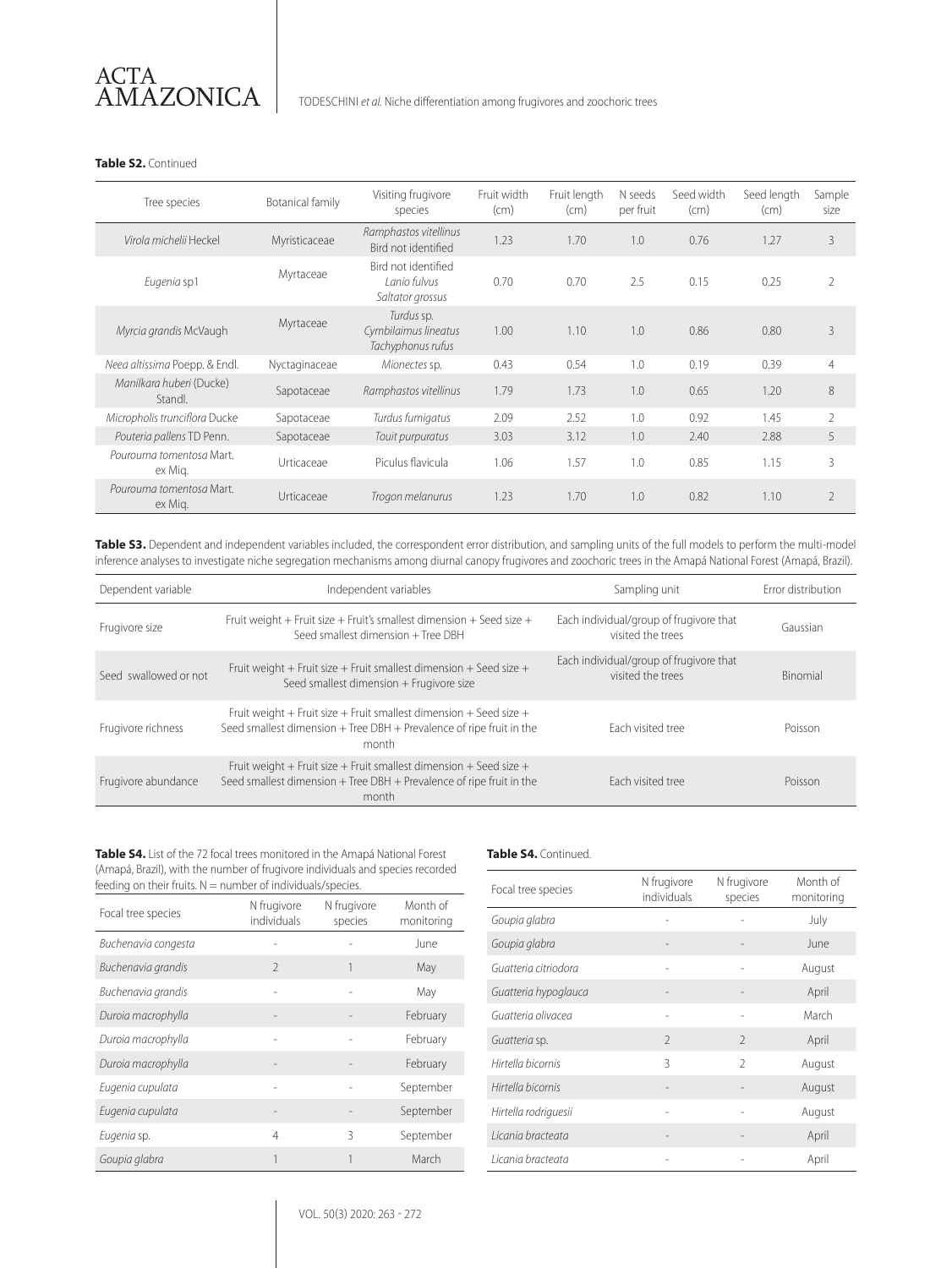**Table S2.** Continued

| Tree species | Botanical family | Visiting frugivore species | Fruit width (cm) | Fruit length (cm) | N seeds per fruit | Seed width (cm) | Seed length (cm) | Sample size |
|---|---|---|---|---|---|---|---|---|
| *Virola michelii* Heckel | Myristicaceae | *Ramphastos vitellinus* Bird not identified | 1.23 | 1.70 | 1.0 | 0.76 | 1.27 | 3 |
| *Eugenia* sp1 | Myrtaceae | Bird not identified *Lanio fulvus* *Saltator grossus* | 0.70 | 0.70 | 2.5 | 0.15 | 0.25 | 2 |
| *Myrcia grandis* McVaugh | Myrtaceae | *Turdus* sp. *Cymbilaimus lineatus* *Tachyphonus rufus* | 1.00 | 1.10 | 1.0 | 0.86 | 0.80 | 3 |
| *Neea altissima* Poepp. & Endl. | Nyctaginaceae | *Mionectes* sp. | 0.43 | 0.54 | 1.0 | 0.19 | 0.39 | 4 |
| *Manilkara huberi* (Ducke) Standl. | Sapotaceae | *Ramphastos vitellinus* | 1.79 | 1.73 | 1.0 | 0.65 | 1.20 | 8 |
| *Micropholis trunciflora* Ducke | Sapotaceae | *Turdus fumigatus* | 2.09 | 2.52 | 1.0 | 0.92 | 1.45 | 2 |
| *Pouteria pallens* TD Penn. | Sapotaceae | *Touit purpuratus* | 3.03 | 3.12 | 1.0 | 2.40 | 2.88 | 5 |
| *Pourouma tomentosa* Mart. ex Miq. | Urticaceae | Piculus flavicula | 1.06 | 1.57 | 1.0 | 0.85 | 1.15 | 3 |
| *Pourouma tomentosa* Mart. ex Miq. | Urticaceae | *Trogon melanurus* | 1.23 | 1.70 | 1.0 | 0.82 | 1.10 | 2 |

**Table S3.** Dependent and independent variables included, the correspondent error distribution, and sampling units of the full models to perform the multi-model inference analyses to investigate niche segregation mechanisms among diurnal canopy frugivores and zoochoric trees in the Amapá National Forest (Amapá, Brazil).

| Dependent variable | Independent variables | Sampling unit | Error distribution |
|---|---|---|---|
| Frugivore size | Fruit weight + Fruit size + Fruit's smallest dimension + Seed size + Seed smallest dimension + Tree DBH | Each individual/group of frugivore that visited the trees | Gaussian |
| Seed swallowed or not | Fruit weight + Fruit size + Fruit smallest dimension + Seed size + Seed smallest dimension + Frugivore size | Each individual/group of frugivore that visited the trees | Binomial |
| Frugivore richness | Fruit weight + Fruit size + Fruit smallest dimension + Seed size + Seed smallest dimension + Tree DBH + Prevalence of ripe fruit in the month | Each visited tree | Poisson |
| Frugivore abundance | Fruit weight + Fruit size + Fruit smallest dimension + Seed size + Seed smallest dimension + Tree DBH + Prevalence of ripe fruit in the month | Each visited tree | Poisson |

**Table S4.** List of the 72 focal trees monitored in the Amapá National Forest (Amapá, Brazil), with the number of frugivore individuals and species recorded feeding on their fruits. N = number of individuals/species.

| Focal tree species | N frugivore individuals | N frugivore species | Month of monitoring |
|---|---|---|---|
| *Buchenavia congesta* | - | - | June |
| *Buchenavia grandis* | 2 | 1 | May |
| *Buchenavia grandis* | - | - | May |
| *Duroia macrophylla* | - | - | February |
| *Duroia macrophylla* | - | - | February |
| *Duroia macrophylla* | - | - | February |
| *Eugenia cupulata* | - | - | September |
| *Eugenia cupulata* | - | - | September |
| *Eugenia* sp. | 4 | 3 | September |
| *Goupia glabra* | 1 | 1 | March |

**Table S4.** Continued.

| Focal tree species | N frugivore individuals | N frugivore species | Month of monitoring |
|---|---|---|---|
| *Goupia glabra* | - | - | July |
| *Goupia glabra* | - | - | June |
| *Guatteria citriodora* | - | - | August |
| *Guatteria hypoglauca* | - | - | April |
| *Guatteria olivacea* | - | - | March |
| *Guatteria* sp. | 2 | 2 | April |
| *Hirtella bicornis* | 3 | 2 | August |
| *Hirtella bicornis* | - | - | August |
| *Hirtella rodriguesii* | - | - | August |
| *Licania bracteata* | - | - | April |
| *Licania bracteata* | - | - | April |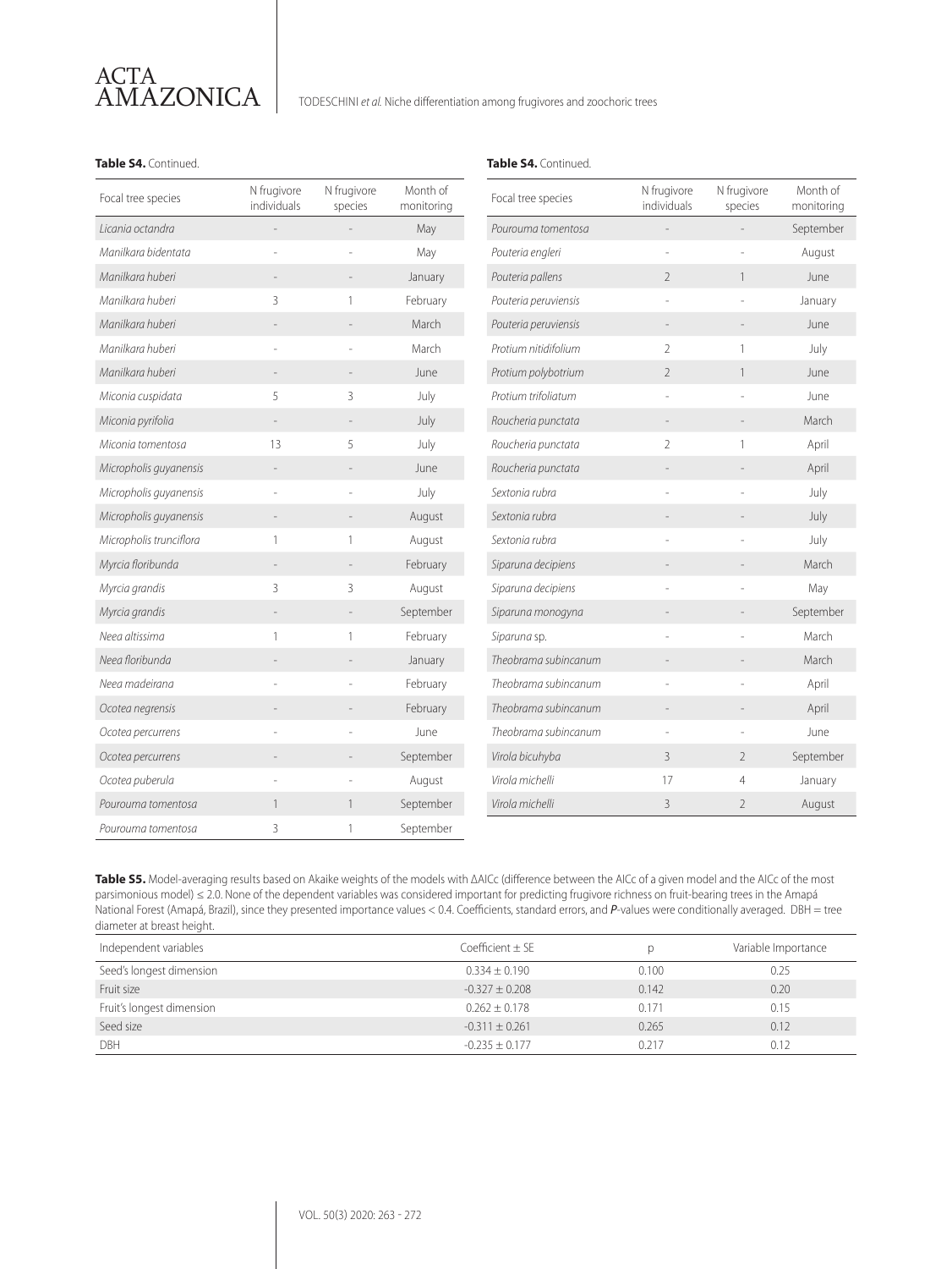**Table S4.** Continued.

| Focal tree species | N frugivore individuals | N frugivore species | Month of monitoring |
|---|---|---|---|
| *Licania octandra* | - | - | May |
| *Manilkara bidentata* | - | - | May |
| *Manilkara huberi* | - | - | January |
| *Manilkara huberi* | 3 | 1 | February |
| *Manilkara huberi* | - | - | March |
| *Manilkara huberi* | - | - | March |
| *Manilkara huberi* | - | - | June |
| *Miconia cuspidata* | 5 | 3 | July |
| *Miconia pyrifolia* | - | - | July |
| *Miconia tomentosa* | 13 | 5 | July |
| *Micropholis guyanensis* | - | - | June |
| *Micropholis guyanensis* | - | - | July |
| *Micropholis guyanensis* | - | - | August |
| *Micropholis trunciflora* | 1 | 1 | August |
| *Myrcia floribunda* | - | - | February |
| *Myrcia grandis* | 3 | 3 | August |
| *Myrcia grandis* | - | - | September |
| *Neea altissima* | 1 | 1 | February |
| *Neea floribunda* | - | - | January |
| *Neea madeirana* | - | - | February |
| *Ocotea negrensis* | - | - | February |
| *Ocotea percurrens* | - | - | June |
| *Ocotea percurrens* | - | - | September |
| *Ocotea puberula* | - | - | August |
| *Pourouma tomentosa* | 1 | 1 | September |
| *Pourouma tomentosa* | 3 | 1 | September |
| *Pourouma tomentosa* | - | - | September |
| *Pouteria engleri* | - | - | August |
| *Pouteria pallens* | 2 | 1 | June |
| *Pouteria peruviensis* | - | - | January |
| *Pouteria peruviensis* | - | - | June |
| *Protium nitidifolium* | 2 | 1 | July |
| *Protium polybotrium* | 2 | 1 | June |
| *Protium trifoliatum* | - | - | June |
| *Roucheria punctata* | - | - | March |
| *Roucheria punctata* | 2 | 1 | April |
| *Roucheria punctata* | - | - | April |
| *Sextonia rubra* | - | - | July |
| *Sextonia rubra* | - | - | July |
| *Sextonia rubra* | - | - | July |
| *Siparuna decipiens* | - | - | March |
| *Siparuna decipiens* | - | - | May |
| *Siparuna monogyna* | - | - | September |
| *Siparuna* sp. | - | - | March |
| *Theobrama subincanum* | - | - | March |
| *Theobrama subincanum* | - | - | April |
| *Theobrama subincanum* | - | - | April |
| *Theobrama subincanum* | - | - | June |
| *Virola bicuhyba* | 3 | 2 | September |
| *Virola michelli* | 17 | 4 | January |
| *Virola michelli* | 3 | 2 | August |

**Table S5.** Model-averaging results based on Akaike weights of the models with ΔAICc (difference between the AICc of a given model and the AICc of the most parsimonious model) ≤ 2.0. None of the dependent variables was considered important for predicting frugivore richness on fruit-bearing trees in the Amapá National Forest (Amapá, Brazil), since they presented importance values < 0.4. Coefficients, standard errors, and ***P***-values were conditionally averaged. DBH = tree diameter at breast height.

| Independent variables | Coefficient ± SE | p | Variable Importance |
|---|---|---|---|
| Seed's longest dimension | 0.334 ± 0.190 | 0.100 | 0.25 |
| Fruit size | -0.327 ± 0.208 | 0.142 | 0.20 |
| Fruit's longest dimension | 0.262 ± 0.178 | 0.171 | 0.15 |
| Seed size | -0.311 ± 0.261 | 0.265 | 0.12 |
| DBH | -0.235 ± 0.177 | 0.217 | 0.12 |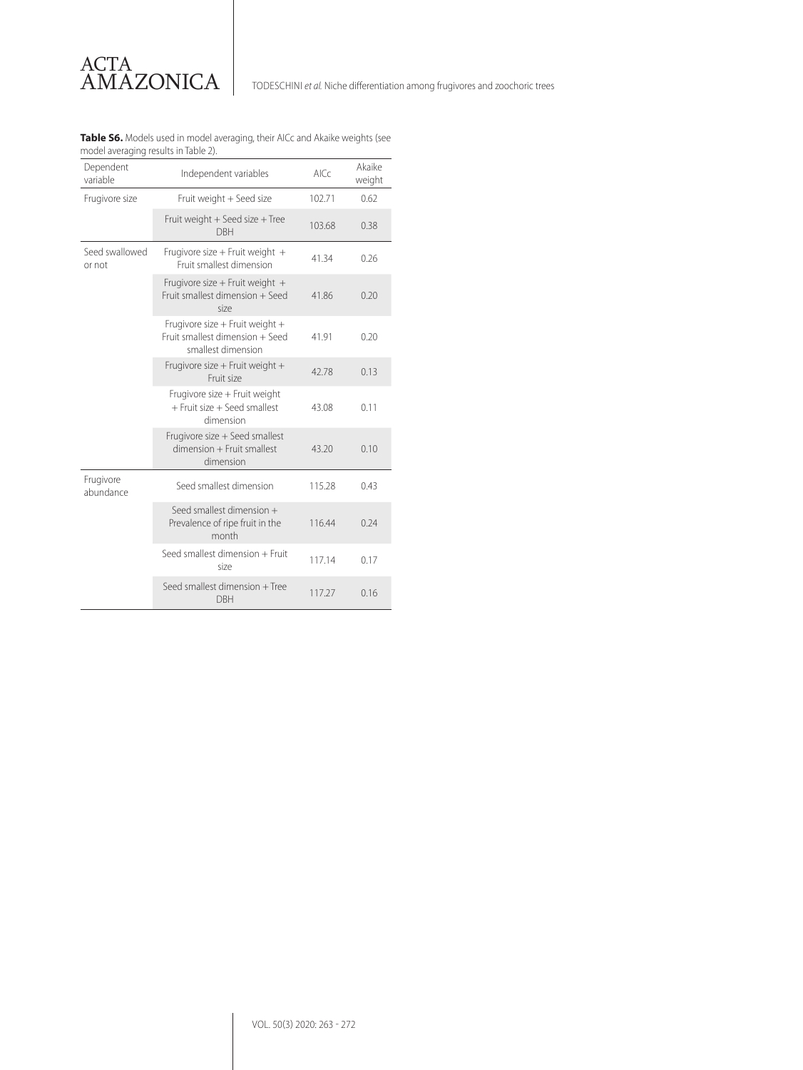**Table S6.** Models used in model averaging, their AICc and Akaike weights (see model averaging results in Table 2).

| Dependent variable | Independent variables | AICc | Akaike weight |
|---|---|---|---|
| Frugivore size | Fruit weight + Seed size | 102.71 | 0.62 |
| | Fruit weight + Seed size + Tree DBH | 103.68 | 0.38 |
| Seed swallowed or not | Frugivore size + Fruit weight + Fruit smallest dimension | 41.34 | 0.26 |
| | Frugivore size + Fruit weight + Fruit smallest dimension + Seed size | 41.86 | 0.20 |
| | Frugivore size + Fruit weight + Fruit smallest dimension + Seed smallest dimension | 41.91 | 0.20 |
| | Frugivore size + Fruit weight + Fruit size | 42.78 | 0.13 |
| | Frugivore size + Fruit weight + Fruit size + Seed smallest dimension | 43.08 | 0.11 |
| | Frugivore size + Seed smallest dimension + Fruit smallest dimension | 43.20 | 0.10 |
| Frugivore abundance | Seed smallest dimension | 115.28 | 0.43 |
| | Seed smallest dimension + Prevalence of ripe fruit in the month | 116.44 | 0.24 |
| | Seed smallest dimension + Fruit size | 117.14 | 0.17 |
| | Seed smallest dimension + Tree DBH | 117.27 | 0.16 |